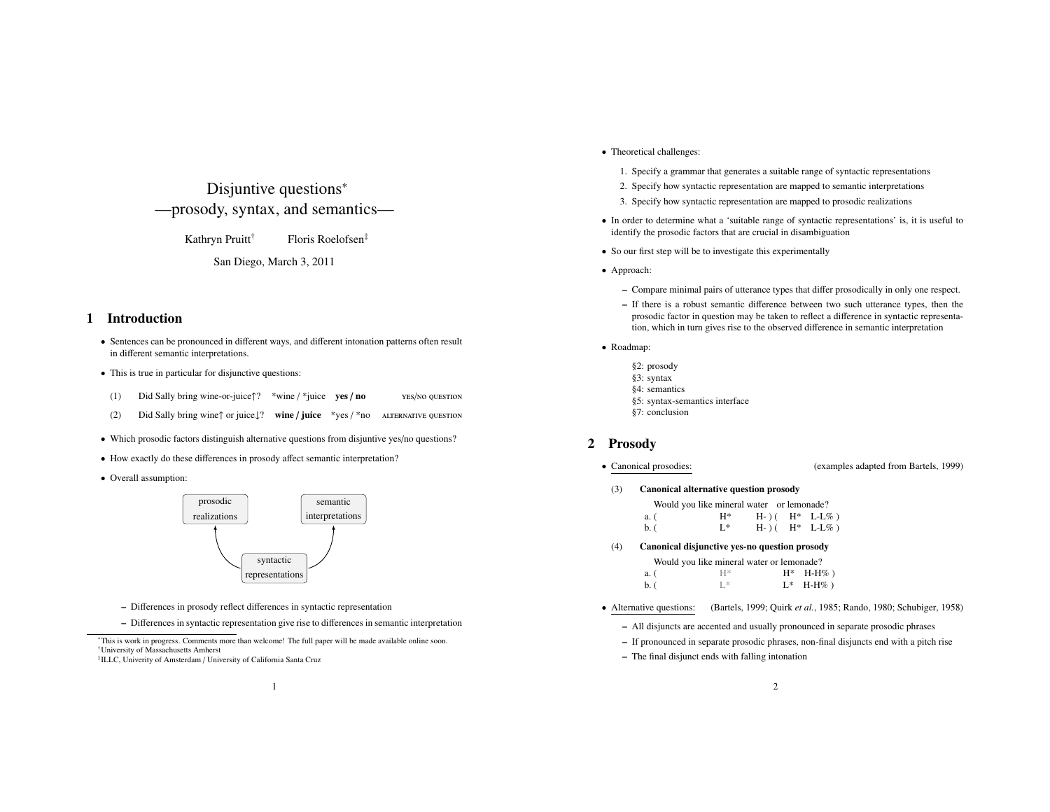# Disjuntive questions[*]
# —prosody, syntax, and semantics—

Kathryn Pruitt[†] Floris Roelofsen[‡]

San Diego, March 3, 2011

## 1 Introduction

- Sentences can be pronounced in different ways, and different intonation patterns often result in different semantic interpretations.
- This is true in particular for disjunctive questions:

(1) Did Sally bring wine-or-juice↑? *wine / *juice **yes / no** YES/NO QUESTION

(2) Did Sally bring wine↑ or juice↓? **wine / juice** *yes / *no ALTERNATIVE QUESTION

- Which prosodic factors distinguish alternative questions from disjuntive yes/no questions?
- How exactly do these differences in prosody affect semantic interpretation?
- Overall assumption:

prosodic realizations ← syntactic representations → semantic interpretations

  - Differences in prosody reflect differences in syntactic representation
  - Differences in syntactic representation give rise to differences in semantic interpretation

[*] This is work in progress. Comments more than welcome! The full paper will be made available online soon.
[†] University of Massachusetts Amherst
[‡] ILLC, Univerity of Amsterdam / University of California Santa Cruz

- Theoretical challenges:
  1. Specify a grammar that generates a suitable range of syntactic representations
  2. Specify how syntactic representation are mapped to semantic interpretations
  3. Specify how syntactic representation are mapped to prosodic realizations
- In order to determine what a 'suitable range of syntactic representations' is, it is useful to identify the prosodic factors that are crucial in disambiguation
- So our first step will be to investigate this experimentally
- Approach:
  - Compare minimal pairs of utterance types that differ prosodically in only one respect.
  - If there is a robust semantic difference between two such utterance types, then the prosodic factor in question may be taken to reflect a difference in syntactic representation, which in turn gives rise to the observed difference in semantic interpretation
- Roadmap:

  §2: prosody
  §3: syntax
  §4: semantics
  §5: syntax-semantics interface
  §7: conclusion

## 2 Prosody

- Canonical prosodies: (examples adapted from Bartels, 1999)

(3) **Canonical alternative question prosody**

| | Would you like mineral water | | or lemonade? | |
|---|---|---|---|---|
| a. ( | H* | H- ) ( | H* | L-L% ) |
| b. ( | L* | H- ) ( | H* | L-L% ) |

(4) **Canonical disjunctive yes-no question prosody**

| | Would you like mineral water or lemonade? | | |
|---|---|---|---|
| a. ( | H* | H* | H-H% ) |
| b. ( | L* | L* | H-H% ) |

- Alternative questions: (Bartels, 1999; Quirk *et al.*, 1985; Rando, 1980; Schubiger, 1958)
  - All disjuncts are accented and usually pronounced in separate prosodic phrases
  - If pronounced in separate prosodic phrases, non-final disjuncts end with a pitch rise
  - The final disjunct ends with falling intonation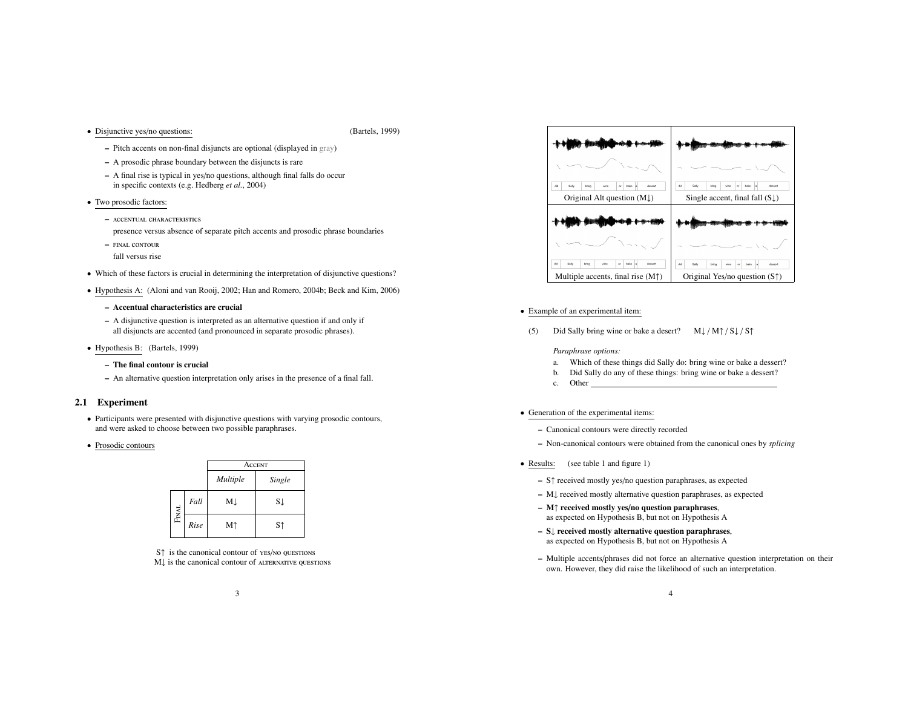- Disjunctive yes/no questions: (Bartels, 1999)
  - Pitch accents on non-final disjuncts are optional (displayed in gray)
  - A prosodic phrase boundary between the disjuncts is rare
  - A final rise is typical in yes/no questions, although final falls do occur in specific contexts (e.g. Hedberg *et al.*, 2004)
- Two prosodic factors:
  - ACCENTUAL CHARACTERISTICS
    presence versus absence of separate pitch accents and prosodic phrase boundaries
  - FINAL CONTOUR
    fall versus rise
- Which of these factors is crucial in determining the interpretation of disjunctive questions?
- Hypothesis A: (Aloni and van Rooij, 2002; Han and Romero, 2004b; Beck and Kim, 2006)
  - **Accentual characteristics are crucial**
  - A disjunctive question is interpreted as an alternative question if and only if all disjuncts are accented (and pronounced in separate prosodic phrases).
- Hypothesis B: (Bartels, 1999)
  - **The final contour is crucial**
  - An alternative question interpretation only arises in the presence of a final fall.

## 2.1 Experiment

- Participants were presented with disjunctive questions with varying prosodic contours, and were asked to choose between two possible paraphrases.
- Prosodic contours

| | | ACCENT | |
|---|---|---|---|
| | | *Multiple* | *Single* |
| FINAL | *Fall* | M↓ | S↓ |
| | *Rise* | M↑ | S↑ |

S↑ is the canonical contour of YES/NO QUESTIONS
M↓ is the canonical contour of ALTERNATIVE QUESTIONS

| Original Alt question (M↓) | Single accent, final fall (S↓) |
|---|---|
| Multiple accents, final rise (M↑) | Original Yes/no question (S↑) |

- Example of an experimental item:

(5) Did Sally bring wine or bake a desert? M↓ / M↑ / S↓ / S↑

*Paraphrase options:*

a. Which of these things did Sally do: bring wine or bake a dessert?
b. Did Sally do any of these things: bring wine or bake a dessert?
c. Other ______________________________

- Generation of the experimental items:
  - Canonical contours were directly recorded
  - Non-canonical contours were obtained from the canonical ones by *splicing*
- Results: (see table 1 and figure 1)
  - S↑ received mostly yes/no question paraphrases, as expected
  - M↓ received mostly alternative question paraphrases, as expected
  - **M↑ received mostly yes/no question paraphrases**, as expected on Hypothesis B, but not on Hypothesis A
  - **S↓ received mostly alternative question paraphrases**, as expected on Hypothesis B, but not on Hypothesis A
  - Multiple accents/phrases did not force an alternative question interpretation on their own. However, they did raise the likelihood of such an interpretation.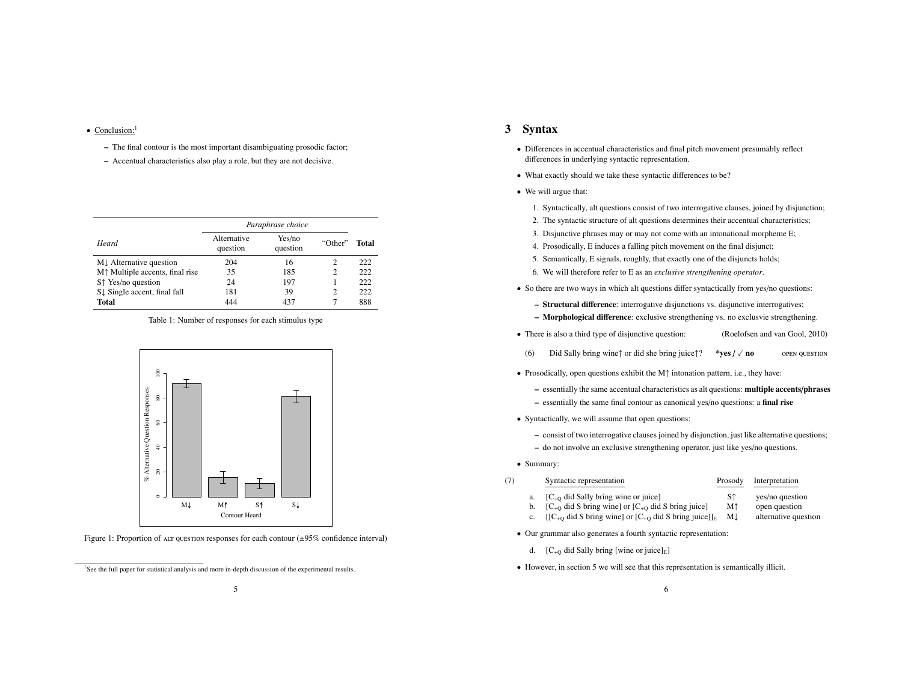- Conclusion:[1]
  - The final contour is the most important disambiguating prosodic factor;
  - Accentual characteristics also play a role, but they are not decisive.

| *Heard* | *Paraphrase choice* | | | |
|---|---|---|---|---|
| | Alternative question | Yes/no question | "Other" | **Total** |
| M↓ Alternative question | 204 | 16 | 2 | 222 |
| M↑ Multiple accents, final rise | 35 | 185 | 2 | 222 |
| S↑ Yes/no question | 24 | 197 | 1 | 222 |
| S↓ Single accent, final fall | 181 | 39 | 2 | 222 |
| **Total** | 444 | 437 | 7 | 888 |

Table 1: Number of responses for each stimulus type

Figure 1: Proportion of ALT QUESTION responses for each contour (±95% confidence interval)

[1] See the full paper for statistical analysis and more in-depth discussion of the experimental results.

## 3 Syntax

- Differences in accentual characteristics and final pitch movement presumably reflect differences in underlying syntactic representation.
- What exactly should we take these syntactic differences to be?
- We will argue that:
  1. Syntactically, alt questions consist of two interrogative clauses, joined by disjunction;
  2. The syntactic structure of alt questions determines their accentual characteristics;
  3. Disjunctive phrases may or may not come with an intonational morpheme E;
  4. Prosodically, E induces a falling pitch movement on the final disjunct;
  5. Semantically, E signals, roughly, that exactly one of the disjuncts holds;
  6. We will therefore refer to E as an *exclusive strengthening operator*.
- So there are two ways in which alt questions differ syntactically from yes/no questions:
  - **Structural difference**: interrogative disjunctions vs. disjunctive interrogatives;
  - **Morphological difference**: exclusive strengthening vs. no exclusvie strengthening.
- There is also a third type of disjunctive question: (Roelofsen and van Gool, 2010)

  (6) Did Sally bring wine↑ or did she bring juice↑? **\*yes / ✓ no** OPEN QUESTION

- Prosodically, open questions exhibit the M↑ intonation pattern, i.e., they have:
  - essentially the same accentual characteristics as alt questions: **multiple accents/phrases**
  - essentially the same final contour as canonical yes/no questions: a **final rise**
- Syntactically, we will assume that open questions:
  - consist of two interrogative clauses joined by disjunction, just like alternative questions;
  - do not involve an exclusive strengthening operator, just like yes/no questions.
- Summary:

(7)

| | Syntactic representation | Prosody | Interpretation |
|---|---|---|---|
| a. | [$C_{+Q}$ did Sally bring wine or juice] | S↑ | yes/no question |
| b. | [$C_{+Q}$ did S bring wine] or [$C_{+Q}$ did S bring juice] | M↑ | open question |
| c. | [[$C_{+Q}$ did S bring wine] or [$C_{+Q}$ did S bring juice]]$_E$ | M↓ | alternative question |

- Our grammar also generates a fourth syntactic representation:

  d. [$C_{+Q}$ did Sally bring [wine or juice]$_E$]

- However, in section 5 we will see that this representation is semantically illicit.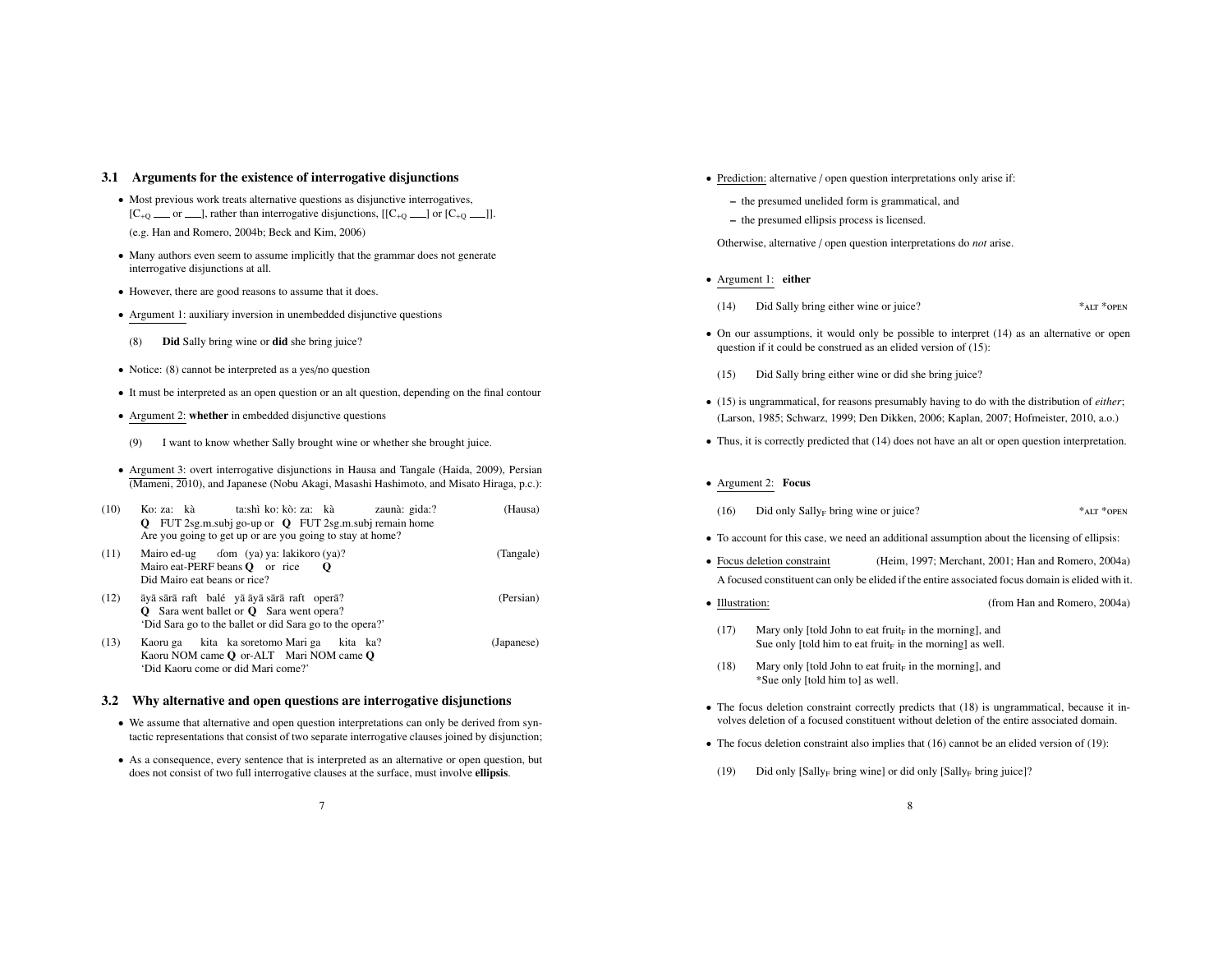### 3.1 Arguments for the existence of interrogative disjunctions

- Most previous work treats alternative questions as disjunctive interrogatives, $[C_{+Q}$ \_\_\_ or \_\_\_$]$, rather than interrogative disjunctions, $[[C_{+Q}$ \_\_\_$]$ or $[C_{+Q}$ \_\_\_$]]$.

  (e.g. Han and Romero, 2004b; Beck and Kim, 2006)

- Many authors even seem to assume implicitly that the grammar does not generate interrogative disjunctions at all.
- However, there are good reasons to assume that it does.
- Argument 1: auxiliary inversion in unembedded disjunctive questions

  (8) **Did** Sally bring wine or **did** she bring juice?

- Notice: (8) cannot be interpreted as a yes/no question
- It must be interpreted as an open question or an alt question, depending on the final contour
- Argument 2: **whether** in embedded disjunctive questions

  (9) I want to know whether Sally brought wine or whether she brought juice.

- Argument 3: overt interrogative disjunctions in Hausa and Tangale (Haida, 2009), Persian (Mameni, 2010), and Japanese (Nobu Akagi, Masashi Hashimoto, and Misato Hiraga, p.c.):

(10) Ko: za: kà ta:shì ko: kò: za: kà zaunà: gida:? (Hausa)
**Q** FUT 2sg.m.subj go-up or **Q** FUT 2sg.m.subj remain home
Are you going to get up or are you going to stay at home?

(11) Mairo ed-ug ɗom (ya) ya: lakikoro (ya)? (Tangale)
Mairo eat-PERF beans **Q** or rice **Q**
Did Mairo eat beans or rice?

(12) āyā sārā raft balé yā āyā sārā raft operā? (Persian)
**Q** Sara went ballet or **Q** Sara went opera?
'Did Sara go to the ballet or did Sara go to the opera?'

(13) Kaoru ga kita ka soretomo Mari ga kita ka? (Japanese)
Kaoru NOM came **Q** or-ALT Mari NOM came **Q**
'Did Kaoru come or did Mari come?'

### 3.2 Why alternative and open questions are interrogative disjunctions

- We assume that alternative and open question interpretations can only be derived from syntactic representations that consist of two separate interrogative clauses joined by disjunction;
- As a consequence, every sentence that is interpreted as an alternative or open question, but does not consist of two full interrogative clauses at the surface, must involve **ellipsis**.

- Prediction: alternative / open question interpretations only arise if:
  - the presumed unelided form is grammatical, and
  - the presumed ellipsis process is licensed.

  Otherwise, alternative / open question interpretations do *not* arise.

- Argument 1: **either**

  (14) Did Sally bring either wine or juice? \*ALT \*OPEN

- On our assumptions, it would only be possible to interpret (14) as an alternative or open question if it could be construed as an elided version of (15):

  (15) Did Sally bring either wine or did she bring juice?

- (15) is ungrammatical, for reasons presumably having to do with the distribution of *either*; (Larson, 1985; Schwarz, 1999; Den Dikken, 2006; Kaplan, 2007; Hofmeister, 2010, a.o.)
- Thus, it is correctly predicted that (14) does not have an alt or open question interpretation.

- Argument 2: **Focus**

  (16) Did only Sally$_F$ bring wine or juice? \*ALT \*OPEN

- To account for this case, we need an additional assumption about the licensing of ellipsis:
- Focus deletion constraint (Heim, 1997; Merchant, 2001; Han and Romero, 2004a)
  A focused constituent can only be elided if the entire associated focus domain is elided with it.
- Illustration: (from Han and Romero, 2004a)

  (17) Mary only [told John to eat fruit$_F$ in the morning], and
  Sue only [told him to eat fruit$_F$ in the morning] as well.

  (18) Mary only [told John to eat fruit$_F$ in the morning], and
  \*Sue only [told him to] as well.

- The focus deletion constraint correctly predicts that (18) is ungrammatical, because it involves deletion of a focused constituent without deletion of the entire associated domain.
- The focus deletion constraint also implies that (16) cannot be an elided version of (19):

  (19) Did only [Sally$_F$ bring wine] or did only [Sally$_F$ bring juice]?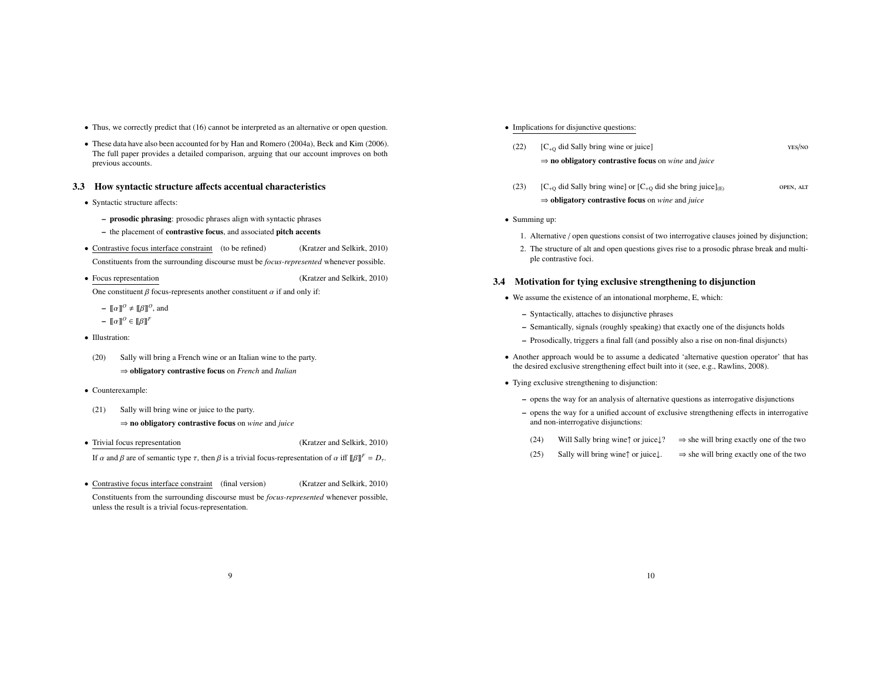- Thus, we correctly predict that (16) cannot be interpreted as an alternative or open question.
- These data have also been accounted for by Han and Romero (2004a), Beck and Kim (2006). The full paper provides a detailed comparison, arguing that our account improves on both previous accounts.

### 3.3 How syntactic structure affects accentual characteristics

- Syntactic structure affects:
  - **prosodic phrasing**: prosodic phrases align with syntactic phrases
  - the placement of **contrastive focus**, and associated **pitch accents**

- Contrastive focus interface constraint (to be refined) (Kratzer and Selkirk, 2010)

  Constituents from the surrounding discourse must be *focus-represented* whenever possible.

- Focus representation (Kratzer and Selkirk, 2010)

  One constituent $\beta$ focus-represents another constituent $\alpha$ if and only if:
  - $[\![\alpha]\!]^O \neq [\![\beta]\!]^O$, and
  - $[\![\alpha]\!]^O \in [\![\beta]\!]^F$

- Illustration:

(20) Sally will bring a French wine or an Italian wine to the party.
  ⇒ **obligatory contrastive focus** on *French* and *Italian*

- Counterexample:

(21) Sally will bring wine or juice to the party.
  ⇒ **no obligatory contrastive focus** on *wine* and *juice*

- Trivial focus representation (Kratzer and Selkirk, 2010)

  If $\alpha$ and $\beta$ are of semantic type $\tau$, then $\beta$ is a trivial focus-representation of $\alpha$ iff $[\![\beta]\!]^F = D_\tau$.

- Contrastive focus interface constraint (final version) (Kratzer and Selkirk, 2010)

  Constituents from the surrounding discourse must be *focus-represented* whenever possible, unless the result is a trivial focus-representation.

- Implications for disjunctive questions:

(22) [$C_{+Q}$ did Sally bring wine or juice] YES/NO
  ⇒ **no obligatory contrastive focus** on *wine* and *juice*

(23) [$C_{+Q}$ did Sally bring wine] or [$C_{+Q}$ did she bring juice]$_{(E)}$ OPEN, ALT
  ⇒ **obligatory contrastive focus** on *wine* and *juice*

- Summing up:
  1. Alternative / open questions consist of two interrogative clauses joined by disjunction;
  2. The structure of alt and open questions gives rise to a prosodic phrase break and multiple contrastive foci.

### 3.4 Motivation for tying exclusive strengthening to disjunction

- We assume the existence of an intonational morpheme, E, which:
  - Syntactically, attaches to disjunctive phrases
  - Semantically, signals (roughly speaking) that exactly one of the disjuncts holds
  - Prosodically, triggers a final fall (and possibly also a rise on non-final disjuncts)
- Another approach would be to assume a dedicated 'alternative question operator' that has the desired exclusive strengthening effect built into it (see, e.g., Rawlins, 2008).
- Tying exclusive strengthening to disjunction:
  - opens the way for an analysis of alternative questions as interrogative disjunctions
  - opens the way for a unified account of exclusive strengthening effects in interrogative and non-interrogative disjunctions:

(24) Will Sally bring wine↑ or juice↓? ⇒ she will bring exactly one of the two

(25) Sally will bring wine↑ or juice↓. ⇒ she will bring exactly one of the two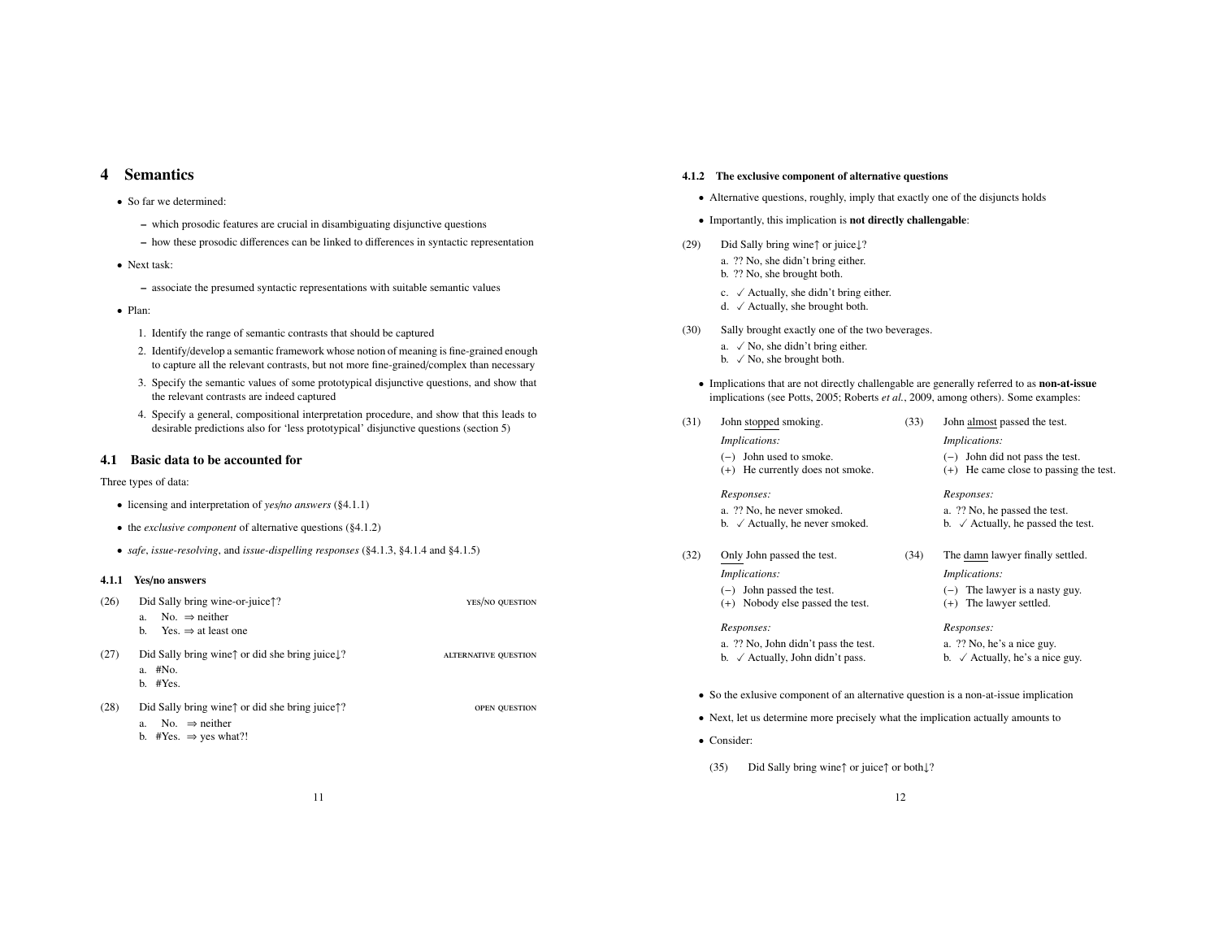# 4 Semantics

- So far we determined:
  - which prosodic features are crucial in disambiguating disjunctive questions
  - how these prosodic differences can be linked to differences in syntactic representation
- Next task:
  - associate the presumed syntactic representations with suitable semantic values
- Plan:
  1. Identify the range of semantic contrasts that should be captured
  2. Identify/develop a semantic framework whose notion of meaning is fine-grained enough to capture all the relevant contrasts, but not more fine-grained/complex than necessary
  3. Specify the semantic values of some prototypical disjunctive questions, and show that the relevant contrasts are indeed captured
  4. Specify a general, compositional interpretation procedure, and show that this leads to desirable predictions also for 'less prototypical' disjunctive questions (section 5)

## 4.1 Basic data to be accounted for

Three types of data:

- licensing and interpretation of *yes/no answers* (§4.1.1)
- the *exclusive component* of alternative questions (§4.1.2)
- *safe*, *issue-resolving*, and *issue-dispelling responses* (§4.1.3, §4.1.4 and §4.1.5)

### 4.1.1 Yes/no answers

(26) Did Sally bring wine-or-juice↑? YES/NO QUESTION
  a. No. ⇒ neither
  b. Yes. ⇒ at least one

(27) Did Sally bring wine↑ or did she bring juice↓? ALTERNATIVE QUESTION
  a. #No.
  b. #Yes.

(28) Did Sally bring wine↑ or did she bring juice↑? OPEN QUESTION
  a. No. ⇒ neither
  b. #Yes. ⇒ yes what?!

### 4.1.2 The exclusive component of alternative questions

- Alternative questions, roughly, imply that exactly one of the disjuncts holds
- Importantly, this implication is **not directly challengable**:

(29) Did Sally bring wine↑ or juice↓?
  a. ?? No, she didn't bring either.
  b. ?? No, she brought both.
  c. ✓ Actually, she didn't bring either.
  d. ✓ Actually, she brought both.

(30) Sally brought exactly one of the two beverages.
  a. ✓ No, she didn't bring either.
  b. ✓ No, she brought both.

- Implications that are not directly challengable are generally referred to as **non-at-issue** implications (see Potts, 2005; Roberts *et al.*, 2009, among others). Some examples:

(31) John <u>stopped</u> smoking.
  *Implications:*
  (−) John used to smoke.
  (+) He currently does not smoke.
  *Responses:*
  a. ?? No, he never smoked.
  b. ✓ Actually, he never smoked.

(32) <u>Only</u> John passed the test.
  *Implications:*
  (−) John passed the test.
  (+) Nobody else passed the test.
  *Responses:*
  a. ?? No, John didn't pass the test.
  b. ✓ Actually, John didn't pass.

(33) John <u>almost</u> passed the test.
  *Implications:*
  (−) John did not pass the test.
  (+) He came close to passing the test.
  *Responses:*
  a. ?? No, he passed the test.
  b. ✓ Actually, he passed the test.

(34) The <u>damn</u> lawyer finally settled.
  *Implications:*
  (−) The lawyer is a nasty guy.
  (+) The lawyer settled.
  *Responses:*
  a. ?? No, he's a nice guy.
  b. ✓ Actually, he's a nice guy.

- So the exlusive component of an alternative question is a non-at-issue implication
- Next, let us determine more precisely what the implication actually amounts to
- Consider:

  (35) Did Sally bring wine↑ or juice↑ or both↓?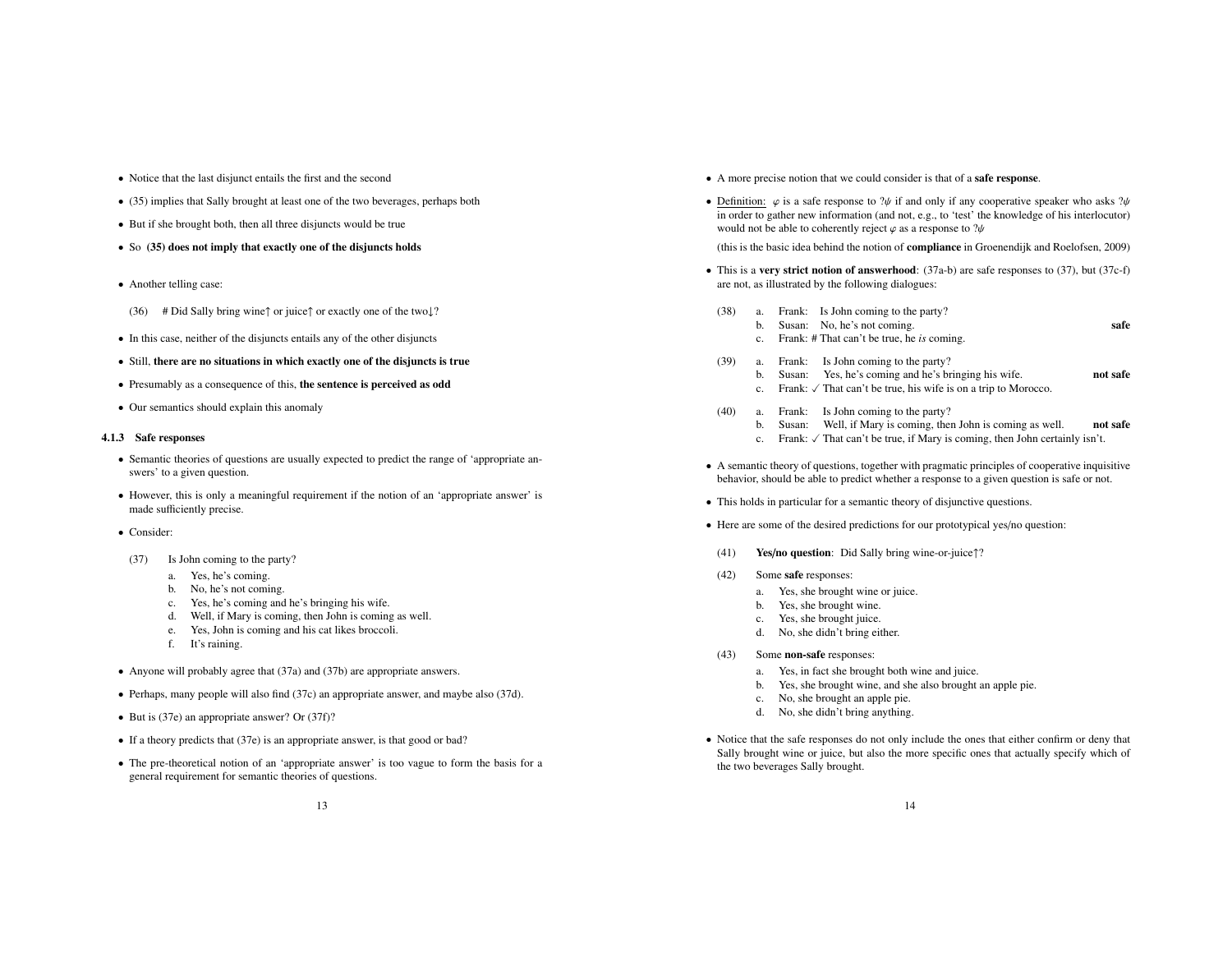- Notice that the last disjunct entails the first and the second
- (35) implies that Sally brought at least one of the two beverages, perhaps both
- But if she brought both, then all three disjuncts would be true
- So **(35) does not imply that exactly one of the disjuncts holds**

- Another telling case:

  (36) # Did Sally bring wine↑ or juice↑ or exactly one of the two↓?

- In this case, neither of the disjuncts entails any of the other disjuncts
- Still, **there are no situations in which exactly one of the disjuncts is true**
- Presumably as a consequence of this, **the sentence is perceived as odd**
- Our semantics should explain this anomaly

### 4.1.3 Safe responses

- Semantic theories of questions are usually expected to predict the range of 'appropriate answers' to a given question.
- However, this is only a meaningful requirement if the notion of an 'appropriate answer' is made sufficiently precise.
- Consider:

  (37) Is John coming to the party?
    a. Yes, he's coming.
    b. No, he's not coming.
    c. Yes, he's coming and he's bringing his wife.
    d. Well, if Mary is coming, then John is coming as well.
    e. Yes, John is coming and his cat likes broccoli.
    f. It's raining.

- Anyone will probably agree that (37a) and (37b) are appropriate answers.
- Perhaps, many people will also find (37c) an appropriate answer, and maybe also (37d).
- But is (37e) an appropriate answer? Or (37f)?
- If a theory predicts that (37e) is an appropriate answer, is that good or bad?
- The pre-theoretical notion of an 'appropriate answer' is too vague to form the basis for a general requirement for semantic theories of questions.

- A more precise notion that we could consider is that of a **safe response**.
- Definition: $\varphi$ is a safe response to $?\psi$ if and only if any cooperative speaker who asks $?\psi$ in order to gather new information (and not, e.g., to 'test' the knowledge of his interlocutor) would not be able to coherently reject $\varphi$ as a response to $?\psi$

  (this is the basic idea behind the notion of **compliance** in Groenendijk and Roelofsen, 2009)

- This is a **very strict notion of answerhood**: (37a-b) are safe responses to (37), but (37c-f) are not, as illustrated by the following dialogues:

  (38) a. Frank: Is John coming to the party?
    b. Susan: No, he's not coming. **safe**
    c. Frank: # That can't be true, he *is* coming.

  (39) a. Frank: Is John coming to the party?
    b. Susan: Yes, he's coming and he's bringing his wife. **not safe**
    c. Frank: ✓ That can't be true, his wife is on a trip to Morocco.

  (40) a. Frank: Is John coming to the party?
    b. Susan: Well, if Mary is coming, then John is coming as well. **not safe**
    c. Frank: ✓ That can't be true, if Mary is coming, then John certainly isn't.

- A semantic theory of questions, together with pragmatic principles of cooperative inquisitive behavior, should be able to predict whether a response to a given question is safe or not.
- This holds in particular for a semantic theory of disjunctive questions.
- Here are some of the desired predictions for our prototypical yes/no question:

  (41) **Yes/no question**: Did Sally bring wine-or-juice↑?

  (42) Some **safe** responses:
    a. Yes, she brought wine or juice.
    b. Yes, she brought wine.
    c. Yes, she brought juice.
    d. No, she didn't bring either.

  (43) Some **non-safe** responses:
    a. Yes, in fact she brought both wine and juice.
    b. Yes, she brought wine, and she also brought an apple pie.
    c. No, she brought an apple pie.
    d. No, she didn't bring anything.

- Notice that the safe responses do not only include the ones that either confirm or deny that Sally brought wine or juice, but also the more specific ones that actually specify which of the two beverages Sally brought.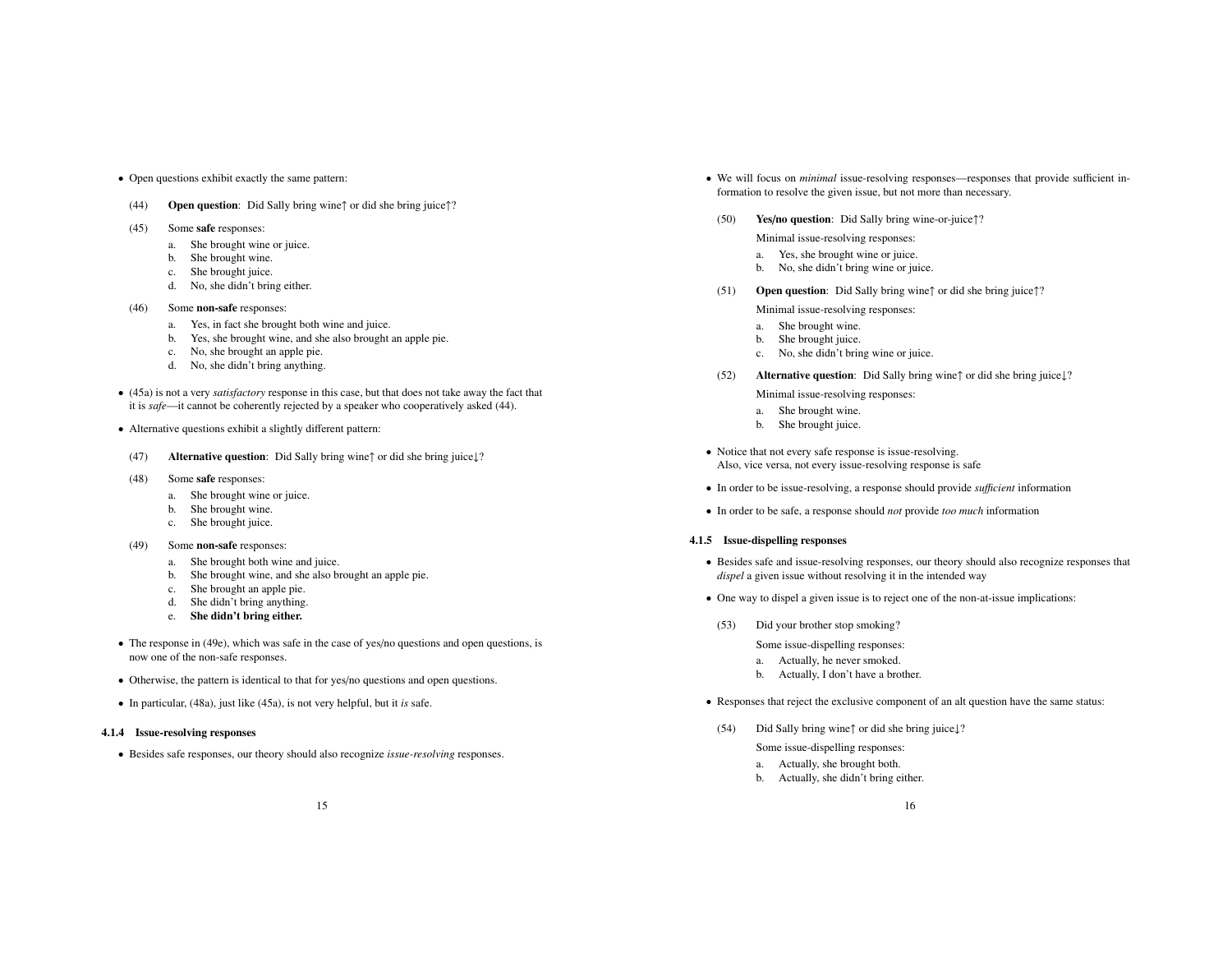- Open questions exhibit exactly the same pattern:

(44) **Open question**: Did Sally bring wine↑ or did she bring juice↑?

(45) Some **safe** responses:

a. She brought wine or juice.
b. She brought wine.
c. She brought juice.
d. No, she didn't bring either.

(46) Some **non-safe** responses:

a. Yes, in fact she brought both wine and juice.
b. Yes, she brought wine, and she also brought an apple pie.
c. No, she brought an apple pie.
d. No, she didn't bring anything.

- (45a) is not a very *satisfactory* response in this case, but that does not take away the fact that it is *safe*—it cannot be coherently rejected by a speaker who cooperatively asked (44).

- Alternative questions exhibit a slightly different pattern:

(47) **Alternative question**: Did Sally bring wine↑ or did she bring juice↓?

(48) Some **safe** responses:

a. She brought wine or juice.
b. She brought wine.
c. She brought juice.

(49) Some **non-safe** responses:

a. She brought both wine and juice.
b. She brought wine, and she also brought an apple pie.
c. She brought an apple pie.
d. She didn't bring anything.
e. **She didn't bring either.**

- The response in (49e), which was safe in the case of yes/no questions and open questions, is now one of the non-safe responses.

- Otherwise, the pattern is identical to that for yes/no questions and open questions.

- In particular, (48a), just like (45a), is not very helpful, but it *is* safe.

### 4.1.4 Issue-resolving responses

- Besides safe responses, our theory should also recognize *issue-resolving* responses.

- We will focus on *minimal* issue-resolving responses—responses that provide sufficient information to resolve the given issue, but not more than necessary.

(50) **Yes/no question**: Did Sally bring wine-or-juice↑?

Minimal issue-resolving responses:

a. Yes, she brought wine or juice.
b. No, she didn't bring wine or juice.

(51) **Open question**: Did Sally bring wine↑ or did she bring juice↑?

Minimal issue-resolving responses:

a. She brought wine.
b. She brought juice.
c. No, she didn't bring wine or juice.

(52) **Alternative question**: Did Sally bring wine↑ or did she bring juice↓?

Minimal issue-resolving responses:

a. She brought wine.
b. She brought juice.

- Notice that not every safe response is issue-resolving.
Also, vice versa, not every issue-resolving response is safe

- In order to be issue-resolving, a response should provide *sufficient* information

- In order to be safe, a response should *not* provide *too much* information

### 4.1.5 Issue-dispelling responses

- Besides safe and issue-resolving responses, our theory should also recognize responses that *dispel* a given issue without resolving it in the intended way

- One way to dispel a given issue is to reject one of the non-at-issue implications:

(53) Did your brother stop smoking?

Some issue-dispelling responses:

a. Actually, he never smoked.
b. Actually, I don't have a brother.

- Responses that reject the exclusive component of an alt question have the same status:

(54) Did Sally bring wine↑ or did she bring juice↓?

Some issue-dispelling responses:

a. Actually, she brought both.
b. Actually, she didn't bring either.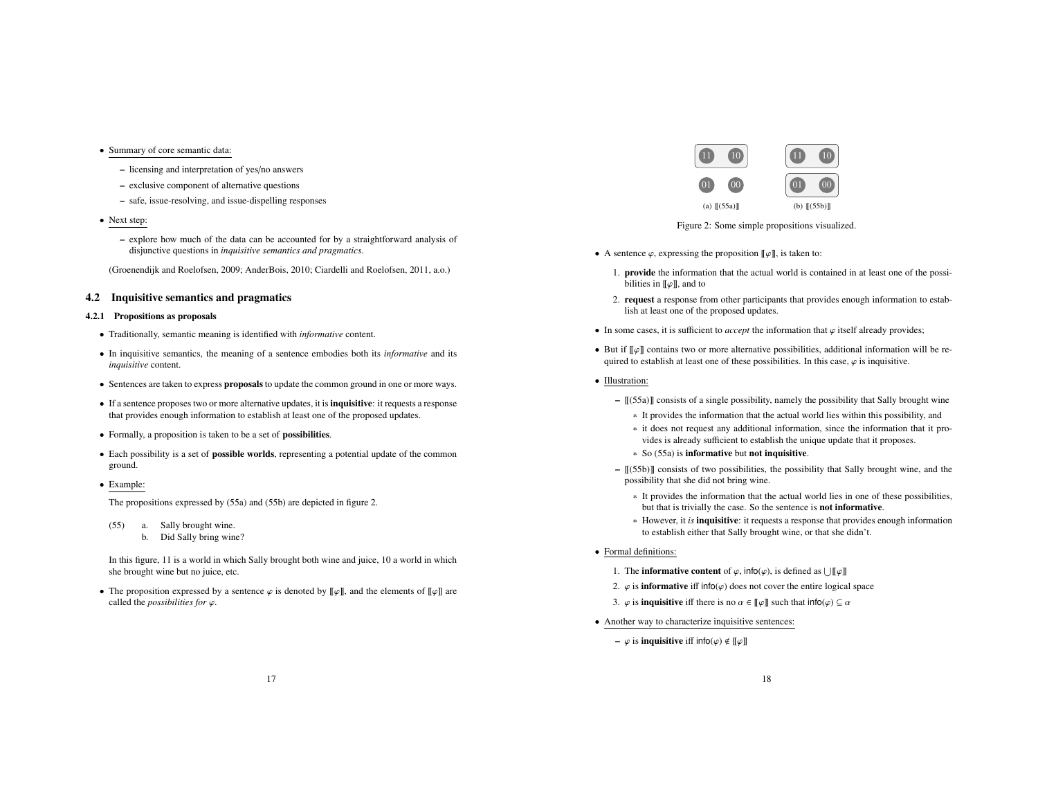- Summary of core semantic data:
  - licensing and interpretation of yes/no answers
  - exclusive component of alternative questions
  - safe, issue-resolving, and issue-dispelling responses
- Next step:
  - explore how much of the data can be accounted for by a straightforward analysis of disjunctive questions in *inquisitive semantics and pragmatics*.

(Groenendijk and Roelofsen, 2009; AnderBois, 2010; Ciardelli and Roelofsen, 2011, a.o.)

## 4.2 Inquisitive semantics and pragmatics

### 4.2.1 Propositions as proposals

- Traditionally, semantic meaning is identified with *informative* content.
- In inquisitive semantics, the meaning of a sentence embodies both its *informative* and its *inquisitive* content.
- Sentences are taken to express **proposals** to update the common ground in one or more ways.
- If a sentence proposes two or more alternative updates, it is **inquisitive**: it requests a response that provides enough information to establish at least one of the proposed updates.
- Formally, a proposition is taken to be a set of **possibilities**.
- Each possibility is a set of **possible worlds**, representing a potential update of the common ground.
- Example:

  The propositions expressed by (55a) and (55b) are depicted in figure 2.

  (55) a. Sally brought wine.
  b. Did Sally bring wine?

  In this figure, 11 is a world in which Sally brought both wine and juice, 10 a world in which she brought wine but no juice, etc.

- The proposition expressed by a sentence $\varphi$ is denoted by $[\![\varphi]\!]$, and the elements of $[\![\varphi]\!]$ are called the *possibilities for* $\varphi$.

(a) $[\![(55a)]\!]$ (b) $[\![(55b)]\!]$

Figure 2: Some simple propositions visualized.

- A sentence $\varphi$, expressing the proposition $[\![\varphi]\!]$, is taken to:
  1. **provide** the information that the actual world is contained in at least one of the possibilities in $[\![\varphi]\!]$, and to
  2. **request** a response from other participants that provides enough information to establish at least one of the proposed updates.
- In some cases, it is sufficient to *accept* the information that $\varphi$ itself already provides;
- But if $[\![\varphi]\!]$ contains two or more alternative possibilities, additional information will be required to establish at least one of these possibilities. In this case, $\varphi$ is inquisitive.
- Illustration:
  - $[\![(55a)]\!]$ consists of a single possibility, namely the possibility that Sally brought wine
    * It provides the information that the actual world lies within this possibility, and
    * it does not request any additional information, since the information that it provides is already sufficient to establish the unique update that it proposes.
    * So (55a) is **informative** but **not inquisitive**.
  - $[\![(55b)]\!]$ consists of two possibilities, the possibility that Sally brought wine, and the possibility that she did not bring wine.
    * It provides the information that the actual world lies in one of these possibilities, but that is trivially the case. So the sentence is **not informative**.
    * However, it *is* **inquisitive**: it requests a response that provides enough information to establish either that Sally brought wine, or that she didn't.
- Formal definitions:
  1. The **informative content** of $\varphi$, $\mathsf{info}(\varphi)$, is defined as $\bigcup[\![\varphi]\!]$
  2. $\varphi$ is **informative** iff $\mathsf{info}(\varphi)$ does not cover the entire logical space
  3. $\varphi$ is **inquisitive** iff there is no $\alpha \in [\![\varphi]\!]$ such that $\mathsf{info}(\varphi) \subseteq \alpha$
- Another way to characterize inquisitive sentences:
  - $\varphi$ is **inquisitive** iff $\mathsf{info}(\varphi) \notin [\![\varphi]\!]$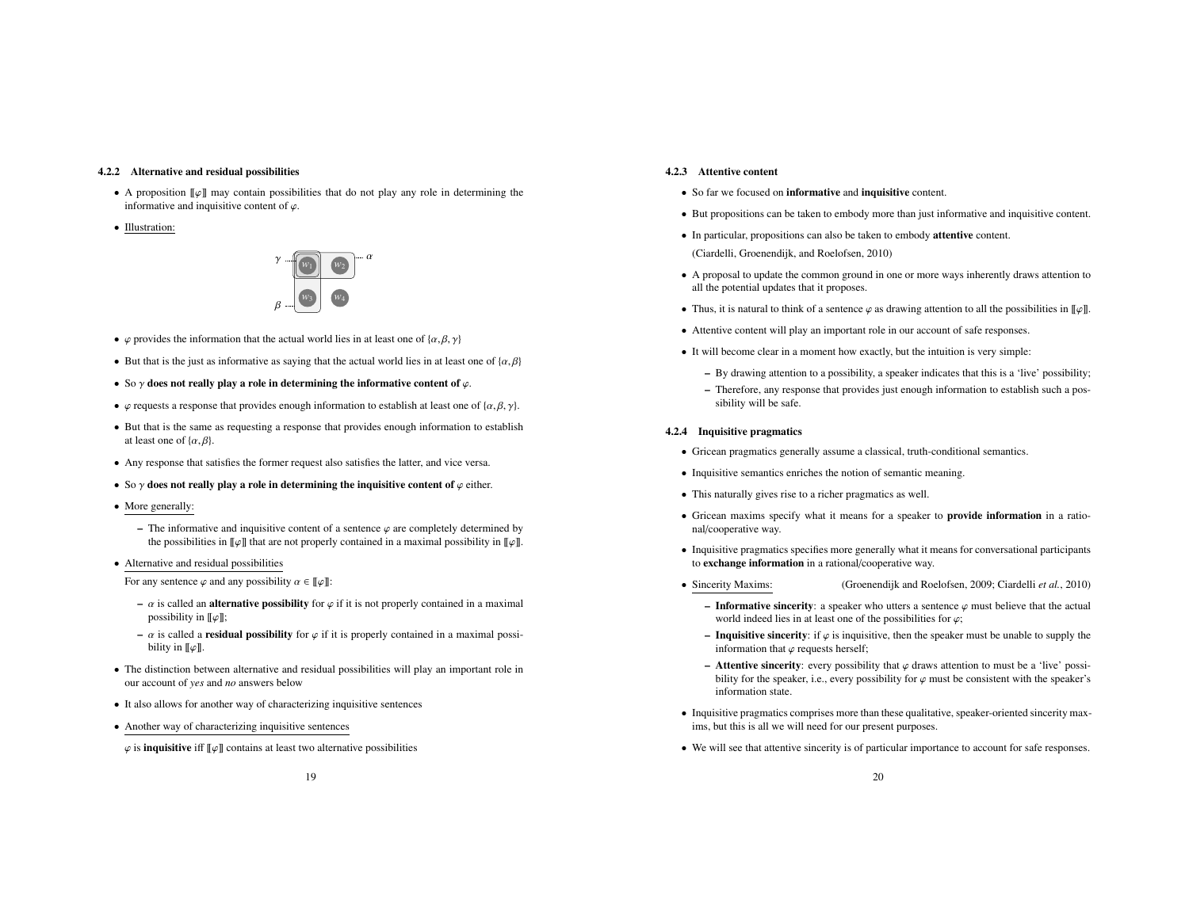#### 4.2.2 Alternative and residual possibilities

- A proposition $[\![\varphi]\!]$ may contain possibilities that do not play any role in determining the informative and inquisitive content of $\varphi$.
- Illustration:

- $\varphi$ provides the information that the actual world lies in at least one of $\{\alpha, \beta, \gamma\}$
- But that is the just as informative as saying that the actual world lies in at least one of $\{\alpha, \beta\}$
- So $\gamma$ **does not really play a role in determining the informative content of** $\varphi$.
- $\varphi$ requests a response that provides enough information to establish at least one of $\{\alpha, \beta, \gamma\}$.
- But that is the same as requesting a response that provides enough information to establish at least one of $\{\alpha, \beta\}$.
- Any response that satisfies the former request also satisfies the latter, and vice versa.
- So $\gamma$ **does not really play a role in determining the inquisitive content of** $\varphi$ either.
- More generally:
  - The informative and inquisitive content of a sentence $\varphi$ are completely determined by the possibilities in $[\![\varphi]\!]$ that are not properly contained in a maximal possibility in $[\![\varphi]\!]$.
- Alternative and residual possibilities

  For any sentence $\varphi$ and any possibility $\alpha \in [\![\varphi]\!]$:

  - $\alpha$ is called an **alternative possibility** for $\varphi$ if it is not properly contained in a maximal possibility in $[\![\varphi]\!]$;
  - $\alpha$ is called a **residual possibility** for $\varphi$ if it is properly contained in a maximal possibility in $[\![\varphi]\!]$.
- The distinction between alternative and residual possibilities will play an important role in our account of *yes* and *no* answers below
- It also allows for another way of characterizing inquisitive sentences
- Another way of characterizing inquisitive sentences

  $\varphi$ is **inquisitive** iff $[\![\varphi]\!]$ contains at least two alternative possibilities

#### 4.2.3 Attentive content

- So far we focused on **informative** and **inquisitive** content.
- But propositions can be taken to embody more than just informative and inquisitive content.
- In particular, propositions can also be taken to embody **attentive** content.

  (Ciardelli, Groenendijk, and Roelofsen, 2010)
- A proposal to update the common ground in one or more ways inherently draws attention to all the potential updates that it proposes.
- Thus, it is natural to think of a sentence $\varphi$ as drawing attention to all the possibilities in $[\![\varphi]\!]$.
- Attentive content will play an important role in our account of safe responses.
- It will become clear in a moment how exactly, but the intuition is very simple:
  - By drawing attention to a possibility, a speaker indicates that this is a 'live' possibility;
  - Therefore, any response that provides just enough information to establish such a possibility will be safe.

#### 4.2.4 Inquisitive pragmatics

- Gricean pragmatics generally assume a classical, truth-conditional semantics.
- Inquisitive semantics enriches the notion of semantic meaning.
- This naturally gives rise to a richer pragmatics as well.
- Gricean maxims specify what it means for a speaker to **provide information** in a rational/cooperative way.
- Inquisitive pragmatics specifies more generally what it means for conversational participants to **exchange information** in a rational/cooperative way.
- Sincerity Maxims: (Groenendijk and Roelofsen, 2009; Ciardelli *et al.*, 2010)
  - **Informative sincerity**: a speaker who utters a sentence $\varphi$ must believe that the actual world indeed lies in at least one of the possibilities for $\varphi$;
  - **Inquisitive sincerity**: if $\varphi$ is inquisitive, then the speaker must be unable to supply the information that $\varphi$ requests herself;
  - **Attentive sincerity**: every possibility that $\varphi$ draws attention to must be a 'live' possibility for the speaker, i.e., every possibility for $\varphi$ must be consistent with the speaker's information state.
- Inquisitive pragmatics comprises more than these qualitative, speaker-oriented sincerity maxims, but this is all we will need for our present purposes.
- We will see that attentive sincerity is of particular importance to account for safe responses.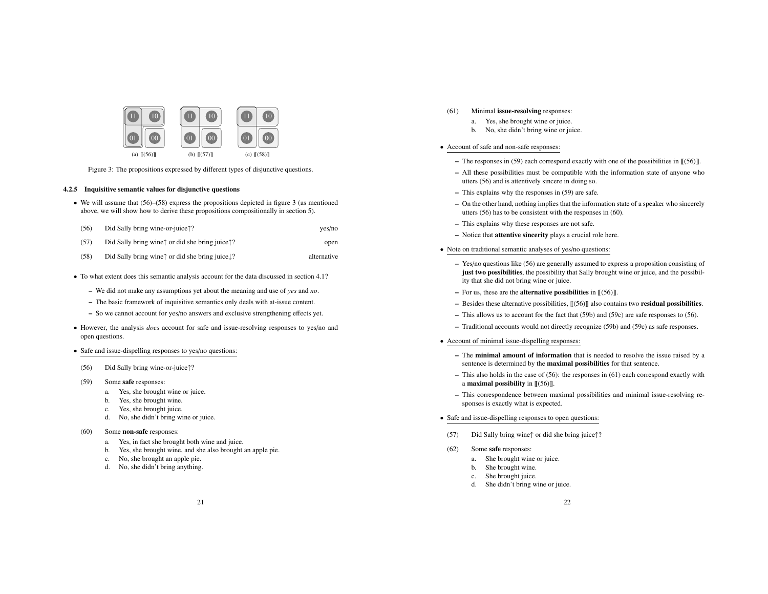(a) ⟦(56)⟧ (b) ⟦(57)⟧ (c) ⟦(58)⟧

Figure 3: The propositions expressed by different types of disjunctive questions.

### 4.2.5 Inquisitive semantic values for disjunctive questions

- We will assume that (56)–(58) express the propositions depicted in figure 3 (as mentioned above, we will show how to derive these propositions compositionally in section 5).

(56) Did Sally bring wine-or-juice↑? — yes/no

(57) Did Sally bring wine↑ or did she bring juice↑? — open

(58) Did Sally bring wine↑ or did she bring juice↓? — alternative

- To what extent does this semantic analysis account for the data discussed in section 4.1?
  - We did not make any assumptions yet about the meaning and use of *yes* and *no*.
  - The basic framework of inquisitive semantics only deals with at-issue content.
  - So we cannot account for yes/no answers and exclusive strengthening effects yet.
- However, the analysis *does* account for safe and issue-resolving responses to yes/no and open questions.
- Safe and issue-dispelling responses to yes/no questions:

(56) Did Sally bring wine-or-juice↑?

(59) Some **safe** responses:
  a. Yes, she brought wine or juice.
  b. Yes, she brought wine.
  c. Yes, she brought juice.
  d. No, she didn't bring wine or juice.

(60) Some **non-safe** responses:
  a. Yes, in fact she brought both wine and juice.
  b. Yes, she brought wine, and she also brought an apple pie.
  c. No, she brought an apple pie.
  d. No, she didn't bring anything.

(61) Minimal **issue-resolving** responses:
  a. Yes, she brought wine or juice.
  b. No, she didn't bring wine or juice.

- Account of safe and non-safe responses:
  - The responses in (59) each correspond exactly with one of the possibilities in ⟦(56)⟧.
  - All these possibilities must be compatible with the information state of anyone who utters (56) and is attentively sincere in doing so.
  - This explains why the responses in (59) are safe.
  - On the other hand, nothing implies that the information state of a speaker who sincerely utters (56) has to be consistent with the responses in (60).
  - This explains why these responses are not safe.
  - Notice that **attentive sincerity** plays a crucial role here.
- Note on traditional semantic analyses of yes/no questions:
  - Yes/no questions like (56) are generally assumed to express a proposition consisting of **just two possibilities**, the possibility that Sally brought wine or juice, and the possibility that she did not bring wine or juice.
  - For us, these are the **alternative possibilities** in ⟦(56)⟧.
  - Besides these alternative possibilities, ⟦(56)⟧ also contains two **residual possibilities**.
  - This allows us to account for the fact that (59b) and (59c) are safe responses to (56).
  - Traditional accounts would not directly recognize (59b) and (59c) as safe responses.
- Account of minimal issue-dispelling responses:
  - The **minimal amount of information** that is needed to resolve the issue raised by a sentence is determined by the **maximal possibilities** for that sentence.
  - This also holds in the case of (56): the responses in (61) each correspond exactly with a **maximal possibility** in ⟦(56)⟧.
  - This correspondence between maximal possibilities and minimal issue-resolving responses is exactly what is expected.
- Safe and issue-dispelling responses to open questions:

(57) Did Sally bring wine↑ or did she bring juice↑?

(62) Some **safe** responses:
  a. She brought wine or juice.
  b. She brought wine.
  c. She brought juice.
  d. She didn't bring wine or juice.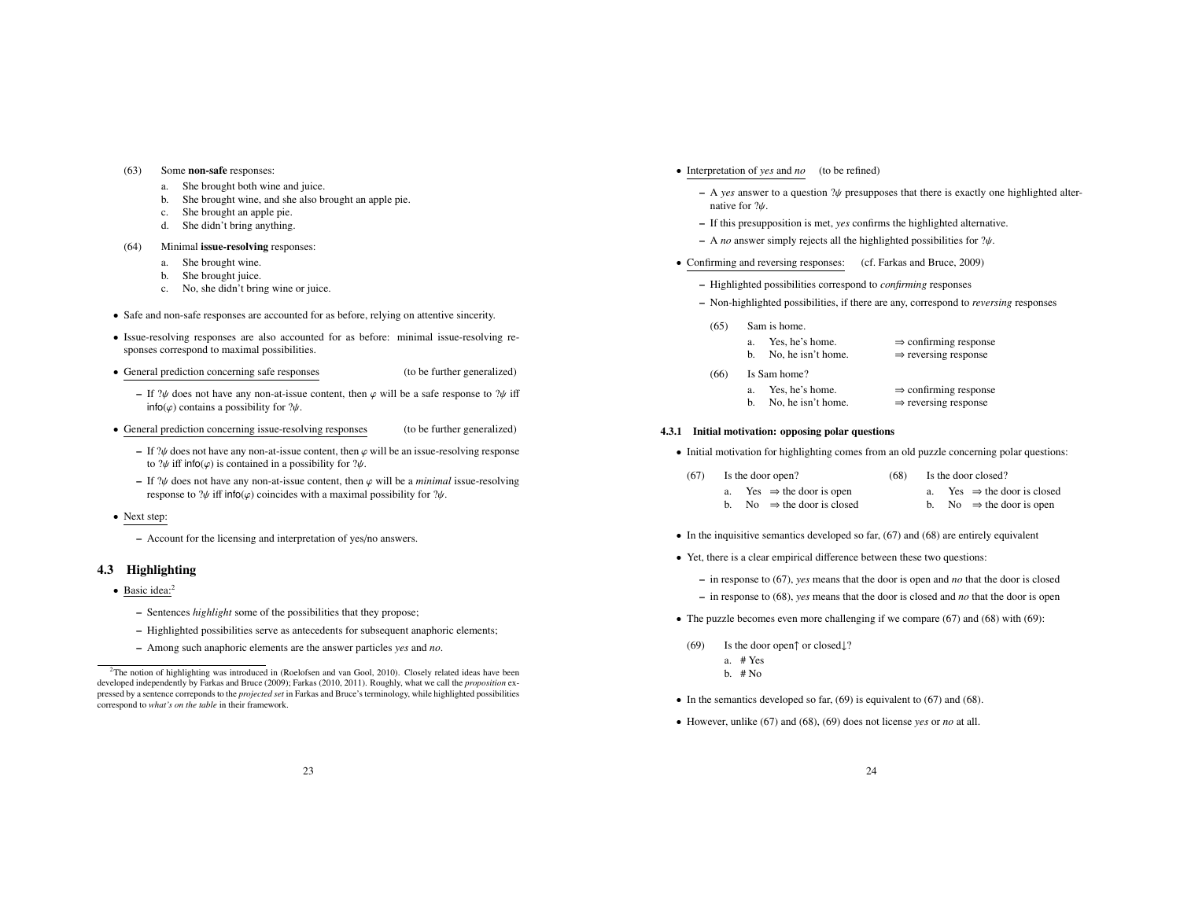(63) Some **non-safe** responses:

a. She brought both wine and juice.
b. She brought wine, and she also brought an apple pie.
c. She brought an apple pie.
d. She didn't bring anything.

(64) Minimal **issue-resolving** responses:

a. She brought wine.
b. She brought juice.
c. No, she didn't bring wine or juice.

- Safe and non-safe responses are accounted for as before, relying on attentive sincerity.
- Issue-resolving responses are also accounted for as before: minimal issue-resolving responses correspond to maximal possibilities.
- General prediction concerning safe responses (to be further generalized)
  - If $?\psi$ does not have any non-at-issue content, then $\varphi$ will be a safe response to $?\psi$ iff $\mathsf{info}(\varphi)$ contains a possibility for $?\psi$.
- General prediction concerning issue-resolving responses (to be further generalized)
  - If $?\psi$ does not have any non-at-issue content, then $\varphi$ will be an issue-resolving response to $?\psi$ iff $\mathsf{info}(\varphi)$ is contained in a possibility for $?\psi$.
  - If $?\psi$ does not have any non-at-issue content, then $\varphi$ will be a *minimal* issue-resolving response to $?\psi$ iff $\mathsf{info}(\varphi)$ coincides with a maximal possibility for $?\psi$.
- Next step:
  - Account for the licensing and interpretation of yes/no answers.

## 4.3 Highlighting

- Basic idea:[2]
  - Sentences *highlight* some of the possibilities that they propose;
  - Highlighted possibilities serve as antecedents for subsequent anaphoric elements;
  - Among such anaphoric elements are the answer particles *yes* and *no*.

[2]The notion of highlighting was introduced in (Roelofsen and van Gool, 2010). Closely related ideas have been developed independently by Farkas and Bruce (2009); Farkas (2010, 2011). Roughly, what we call the *proposition* expressed by a sentence correponds to the *projected set* in Farkas and Bruce's terminology, while highlighted possibilities correspond to *what's on the table* in their framework.

- Interpretation of *yes* and *no* (to be refined)
  - A *yes* answer to a question $?\psi$ presupposes that there is exactly one highlighted alternative for $?\psi$.
  - If this presupposition is met, *yes* confirms the highlighted alternative.
  - A *no* answer simply rejects all the highlighted possibilities for $?\psi$.
- Confirming and reversing responses: (cf. Farkas and Bruce, 2009)
  - Highlighted possibilities correspond to *confirming* responses
  - Non-highlighted possibilities, if there are any, correspond to *reversing* responses

(65) Sam is home.

a. Yes, he's home. $\Rightarrow$ confirming response
b. No, he isn't home. $\Rightarrow$ reversing response

(66) Is Sam home?

a. Yes, he's home. $\Rightarrow$ confirming response
b. No, he isn't home. $\Rightarrow$ reversing response

### 4.3.1 Initial motivation: opposing polar questions

- Initial motivation for highlighting comes from an old puzzle concerning polar questions:

(67) Is the door open?

a. Yes $\Rightarrow$ the door is open
b. No $\Rightarrow$ the door is closed

(68) Is the door closed?

a. Yes $\Rightarrow$ the door is closed
b. No $\Rightarrow$ the door is open

- In the inquisitive semantics developed so far, (67) and (68) are entirely equivalent
- Yet, there is a clear empirical difference between these two questions:
  - in response to (67), *yes* means that the door is open and *no* that the door is closed
  - in response to (68), *yes* means that the door is closed and *no* that the door is open
- The puzzle becomes even more challenging if we compare (67) and (68) with (69):

(69) Is the door open↑ or closed↓?

a. # Yes
b. # No

- In the semantics developed so far, (69) is equivalent to (67) and (68).
- However, unlike (67) and (68), (69) does not license *yes* or *no* at all.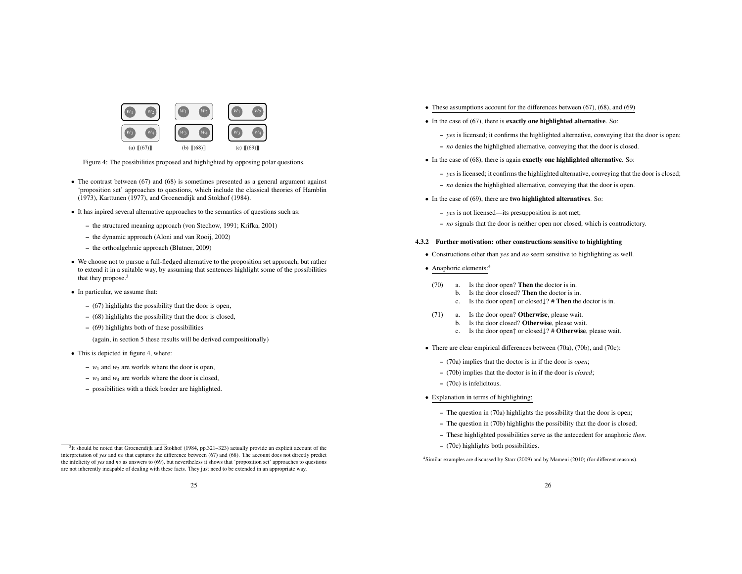(a) ⟦(67)⟧ (b) ⟦(68)⟧ (c) ⟦(69)⟧

Figure 4: The possibilities proposed and highlighted by opposing polar questions.

- The contrast between (67) and (68) is sometimes presented as a general argument against 'proposition set' approaches to questions, which include the classical theories of Hamblin (1973), Karttunen (1977), and Groenendijk and Stokhof (1984).
- It has inpired several alternative approaches to the semantics of questions such as:
  - the structured meaning approach (von Stechow, 1991; Krifka, 2001)
  - the dynamic approach (Aloni and van Rooij, 2002)
  - the orthoalgebraic approach (Blutner, 2009)
- We choose not to pursue a full-fledged alternative to the proposition set approach, but rather to extend it in a suitable way, by assuming that sentences highlight some of the possibilities that they propose.[3]
- In particular, we assume that:
  - (67) highlights the possibility that the door is open,
  - (68) highlights the possibility that the door is closed,
  - (69) highlights both of these possibilities

    (again, in section 5 these results will be derived compositionally)
- This is depicted in figure 4, where:
  - $w_1$ and $w_2$ are worlds where the door is open,
  - $w_3$ and $w_4$ are worlds where the door is closed,
  - possibilities with a thick border are highlighted.

[3]It should be noted that Groenendijk and Stokhof (1984, pp.321–323) actually provide an explicit account of the interpretation of *yes* and *no* that captures the difference between (67) and (68). The account does not directly predict the infelicity of *yes* and *no* as answers to (69), but nevertheless it shows that 'proposition set' approaches to questions are not inherently incapable of dealing with these facts. They just need to be extended in an appropriate way.

- These assumptions account for the differences between (67), (68), and (69)
- In the case of (67), there is **exactly one highlighted alternative**. So:
  - *yes* is licensed; it confirms the highlighted alternative, conveying that the door is open;
  - *no* denies the highlighted alternative, conveying that the door is closed.
- In the case of (68), there is again **exactly one highlighted alternative**. So:
  - *yes* is licensed; it confirms the highlighted alternative, conveying that the door is closed;
  - *no* denies the highlighted alternative, conveying that the door is open.
- In the case of (69), there are **two highlighted alternatives**. So:
  - *yes* is not licensed—its presupposition is not met;
  - *no* signals that the door is neither open nor closed, which is contradictory.

### 4.3.2 Further motivation: other constructions sensitive to highlighting

- Constructions other than *yes* and *no* seem sensitive to highlighting as well.
- Anaphoric elements:[4]

(70) a. Is the door open? **Then** the doctor is in.
 b. Is the door closed? **Then** the doctor is in.
 c. Is the door open↑ or closed↓? # **Then** the doctor is in.

(71) a. Is the door open? **Otherwise**, please wait.
 b. Is the door closed? **Otherwise**, please wait.
 c. Is the door open↑ or closed↓? # **Otherwise**, please wait.

- There are clear empirical differences between (70a), (70b), and (70c):
  - (70a) implies that the doctor is in if the door is *open*;
  - (70b) implies that the doctor is in if the door is *closed*;
  - (70c) is infelicitous.
- Explanation in terms of highlighting:
  - The question in (70a) highlights the possibility that the door is open;
  - The question in (70b) highlights the possibility that the door is closed;
  - These highlighted possibilities serve as the antecedent for anaphoric *then*.
  - (70c) highlights both possibilities.

[4]Similar examples are discussed by Starr (2009) and by Mameni (2010) (for different reasons).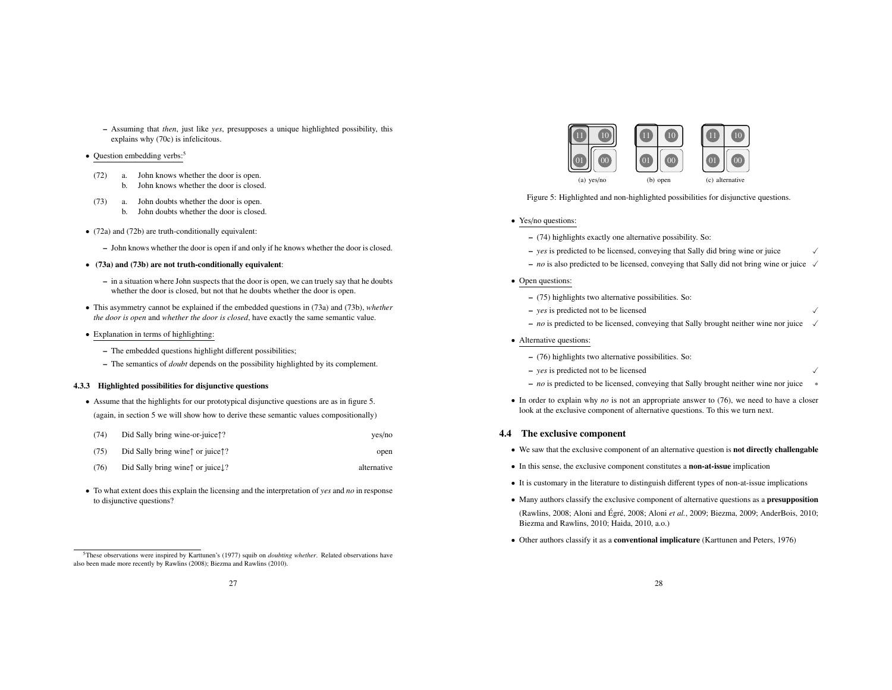– Assuming that *then*, just like *yes*, presupposes a unique highlighted possibility, this explains why (70c) is infelicitous.

- Question embedding verbs:[5]

(72) a. John knows whether the door is open.
 b. John knows whether the door is closed.

(73) a. John doubts whether the door is open.
 b. John doubts whether the door is closed.

- (72a) and (72b) are truth-conditionally equivalent:
  - John knows whether the door is open if and only if he knows whether the door is closed.
- **(73a) and (73b) are not truth-conditionally equivalent**:
  - in a situation where John suspects that the door is open, we can truely say that he doubts whether the door is closed, but not that he doubts whether the door is open.
- This asymmetry cannot be explained if the embedded questions in (73a) and (73b), *whether the door is open* and *whether the door is closed*, have exactly the same semantic value.
- Explanation in terms of highlighting:
  - The embedded questions highlight different possibilities;
  - The semantics of *doubt* depends on the possibility highlighted by its complement.

### 4.3.3 Highlighted possibilities for disjunctive questions

- Assume that the highlights for our prototypical disjunctive questions are as in figure 5.
  (again, in section 5 we will show how to derive these semantic values compositionally)

(74) Did Sally bring wine-or-juice↑? — yes/no

(75) Did Sally bring wine↑ or juice↑? — open

(76) Did Sally bring wine↑ or juice↓? — alternative

- To what extent does this explain the licensing and the interpretation of *yes* and *no* in response to disjunctive questions?

[5] These observations were inspired by Karttunen's (1977) squib on *doubting whether*. Related observations have also been made more recently by Rawlins (2008); Biezma and Rawlins (2010).

(a) yes/no (b) open (c) alternative

Figure 5: Highlighted and non-highlighted possibilities for disjunctive questions.

- Yes/no questions:
  - (74) highlights exactly one alternative possibility. So:
  - *yes* is predicted to be licensed, conveying that Sally did bring wine or juice ✓
  - *no* is also predicted to be licensed, conveying that Sally did not bring wine or juice ✓
- Open questions:
  - (75) highlights two alternative possibilities. So:
  - *yes* is predicted not to be licensed ✓
  - *no* is predicted to be licensed, conveying that Sally brought neither wine nor juice ✓
- Alternative questions:
  - (76) highlights two alternative possibilities. So:
  - *yes* is predicted not to be licensed ✓
  - *no* is predicted to be licensed, conveying that Sally brought neither wine nor juice *
- In order to explain why *no* is not an appropriate answer to (76), we need to have a closer look at the exclusive component of alternative questions. To this we turn next.

## 4.4 The exclusive component

- We saw that the exclusive component of an alternative question is **not directly challengable**
- In this sense, the exclusive component constitutes a **non-at-issue** implication
- It is customary in the literature to distinguish different types of non-at-issue implications
- Many authors classify the exclusive component of alternative questions as a **presupposition** (Rawlins, 2008; Aloni and Égré, 2008; Aloni *et al.*, 2009; Biezma, 2009; AnderBois, 2010; Biezma and Rawlins, 2010; Haida, 2010, a.o.)
- Other authors classify it as a **conventional implicature** (Karttunen and Peters, 1976)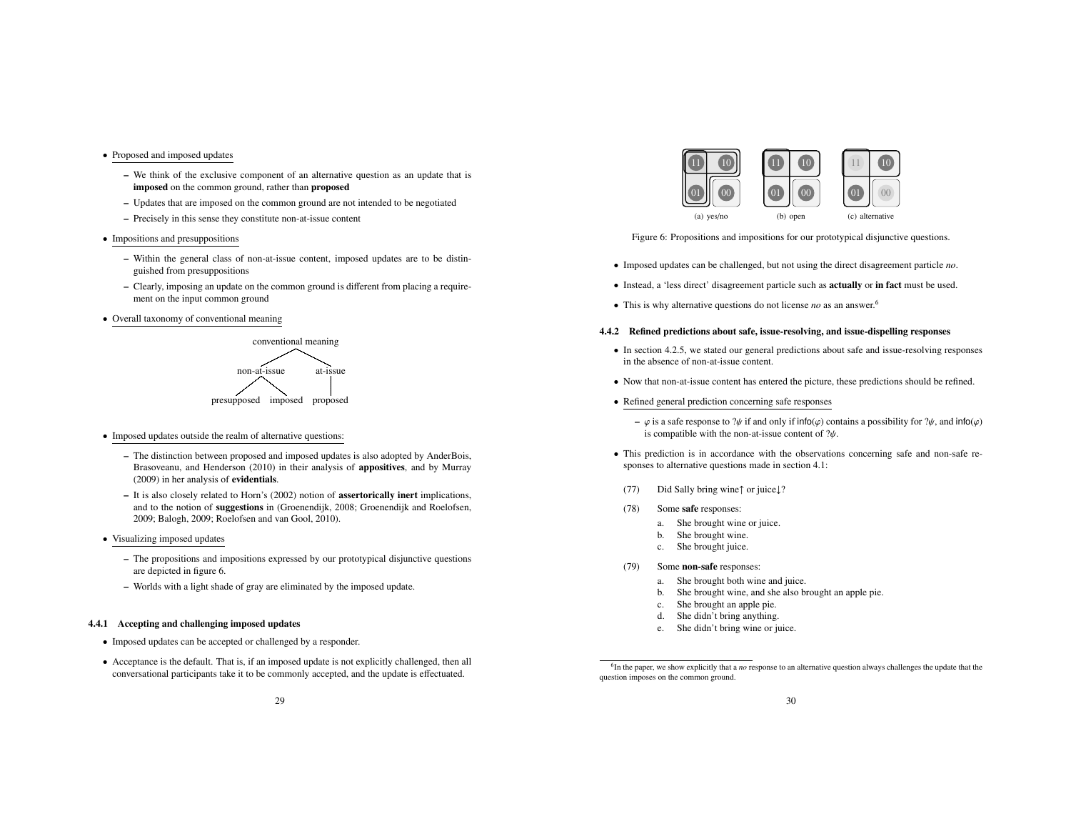- Proposed and imposed updates
  - We think of the exclusive component of an alternative question as an update that is **imposed** on the common ground, rather than **proposed**
  - Updates that are imposed on the common ground are not intended to be negotiated
  - Precisely in this sense they constitute non-at-issue content
- Impositions and presuppositions
  - Within the general class of non-at-issue content, imposed updates are to be distinguished from presuppositions
  - Clearly, imposing an update on the common ground is different from placing a requirement on the input common ground
- Overall taxonomy of conventional meaning

```
              conventional meaning
              /                  \
       non-at-issue            at-issue
        /        \                 |
 presupposed   imposed         proposed
```

- Imposed updates outside the realm of alternative questions:
  - The distinction between proposed and imposed updates is also adopted by AnderBois, Brasoveanu, and Henderson (2010) in their analysis of **appositives**, and by Murray (2009) in her analysis of **evidentials**.
  - It is also closely related to Horn's (2002) notion of **assertorically inert** implications, and to the notion of **suggestions** in (Groenendijk, 2008; Groenendijk and Roelofsen, 2009; Balogh, 2009; Roelofsen and van Gool, 2010).
- Visualizing imposed updates
  - The propositions and impositions expressed by our prototypical disjunctive questions are depicted in figure 6.
  - Worlds with a light shade of gray are eliminated by the imposed update.

### 4.4.1 Accepting and challenging imposed updates

- Imposed updates can be accepted or challenged by a responder.
- Acceptance is the default. That is, if an imposed update is not explicitly challenged, then all conversational participants take it to be commonly accepted, and the update is effectuated.

(a) yes/no (b) open (c) alternative

Figure 6: Propositions and impositions for our prototypical disjunctive questions.

- Imposed updates can be challenged, but not using the direct disagreement particle *no*.
- Instead, a 'less direct' disagreement particle such as **actually** or **in fact** must be used.
- This is why alternative questions do not license *no* as an answer.[6]

### 4.4.2 Refined predictions about safe, issue-resolving, and issue-dispelling responses

- In section 4.2.5, we stated our general predictions about safe and issue-resolving responses in the absence of non-at-issue content.
- Now that non-at-issue content has entered the picture, these predictions should be refined.
- Refined general prediction concerning safe responses
  - $\varphi$ is a safe response to $?\psi$ if and only if $\mathsf{info}(\varphi)$ contains a possibility for $?\psi$, and $\mathsf{info}(\varphi)$ is compatible with the non-at-issue content of $?\psi$.
- This prediction is in accordance with the observations concerning safe and non-safe responses to alternative questions made in section 4.1:

(77) Did Sally bring wine↑ or juice↓?

(78) Some **safe** responses:
  a. She brought wine or juice.
  b. She brought wine.
  c. She brought juice.

(79) Some **non-safe** responses:
  a. She brought both wine and juice.
  b. She brought wine, and she also brought an apple pie.
  c. She brought an apple pie.
  d. She didn't bring anything.
  e. She didn't bring wine or juice.

[6] In the paper, we show explicitly that a *no* response to an alternative question always challenges the update that the question imposes on the common ground.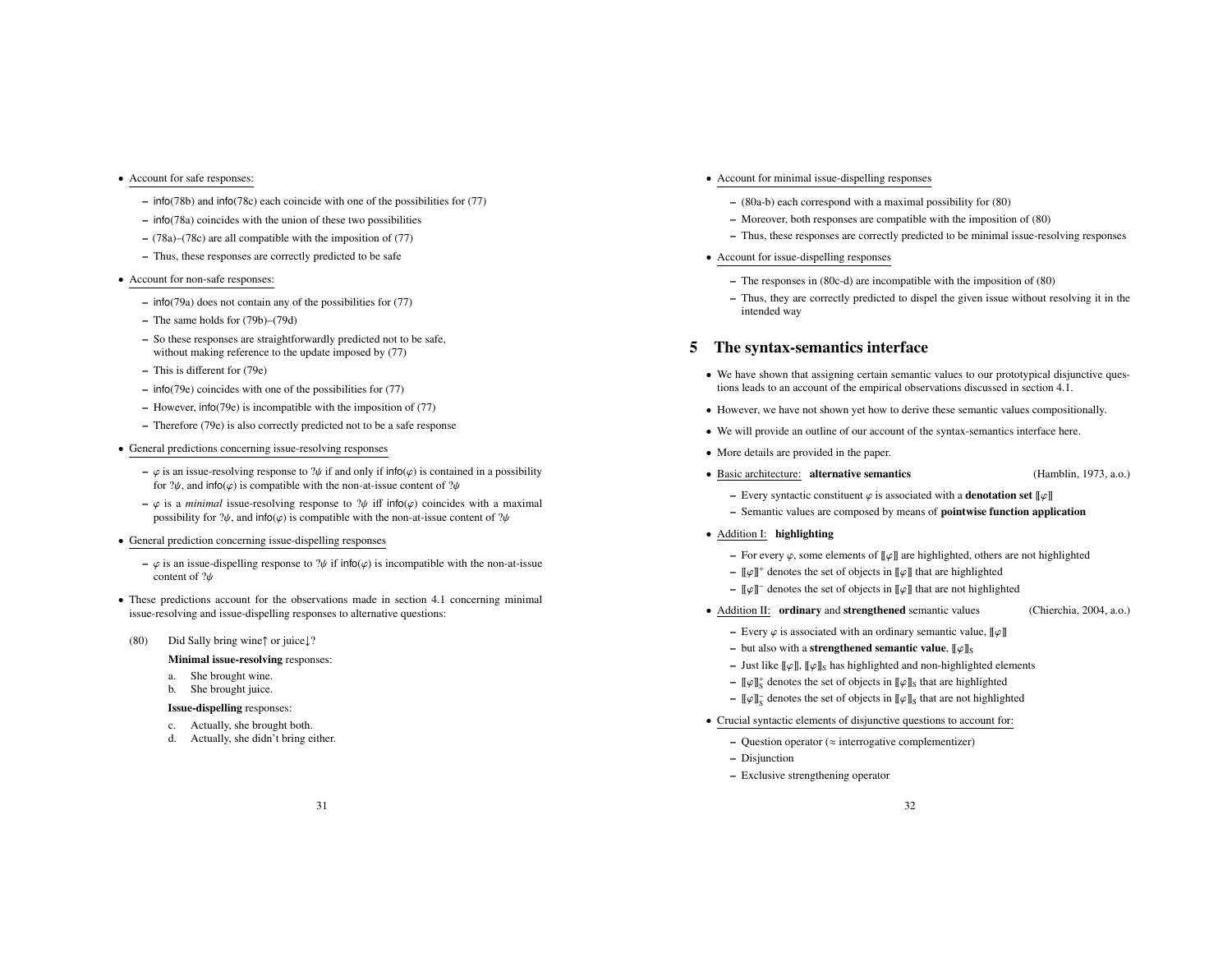- Account for safe responses:
  - info(78b) and info(78c) each coincide with one of the possibilities for (77)
  - info(78a) coincides with the union of these two possibilities
  - (78a)–(78c) are all compatible with the imposition of (77)
  - Thus, these responses are correctly predicted to be safe
- Account for non-safe responses:
  - info(79a) does not contain any of the possibilities for (77)
  - The same holds for (79b)–(79d)
  - So these responses are straightforwardly predicted not to be safe, without making reference to the update imposed by (77)
  - This is different for (79e)
  - info(79e) coincides with one of the possibilities for (77)
  - However, info(79e) is incompatible with the imposition of (77)
  - Therefore (79e) is also correctly predicted not to be a safe response
- General predictions concerning issue-resolving responses
  - $\varphi$ is an issue-resolving response to $?\psi$ if and only if info($\varphi$) is contained in a possibility for $?\psi$, and info($\varphi$) is compatible with the non-at-issue content of $?\psi$
  - $\varphi$ is a *minimal* issue-resolving response to $?\psi$ iff info($\varphi$) coincides with a maximal possibility for $?\psi$, and info($\varphi$) is compatible with the non-at-issue content of $?\psi$
- General prediction concerning issue-dispelling responses
  - $\varphi$ is an issue-dispelling response to $?\psi$ if info($\varphi$) is incompatible with the non-at-issue content of $?\psi$
- These predictions account for the observations made in section 4.1 concerning minimal issue-resolving and issue-dispelling responses to alternative questions:

(80) Did Sally bring wine↑ or juice↓?

**Minimal issue-resolving** responses:

a. She brought wine.
b. She brought juice.

**Issue-dispelling** responses:

c. Actually, she brought both.
d. Actually, she didn't bring either.

- Account for minimal issue-dispelling responses
  - (80a-b) each correspond with a maximal possibility for (80)
  - Moreover, both responses are compatible with the imposition of (80)
  - Thus, these responses are correctly predicted to be minimal issue-resolving responses
- Account for issue-dispelling responses
  - The responses in (80c-d) are incompatible with the imposition of (80)
  - Thus, they are correctly predicted to dispel the given issue without resolving it in the intended way

# 5 The syntax-semantics interface

- We have shown that assigning certain semantic values to our prototypical disjunctive questions leads to an account of the empirical observations discussed in section 4.1.
- However, we have not shown yet how to derive these semantic values compositionally.
- We will provide an outline of our account of the syntax-semantics interface here.
- More details are provided in the paper.
- Basic architecture: **alternative semantics** (Hamblin, 1973, a.o.)
  - Every syntactic constituent $\varphi$ is associated with a **denotation set** $[\![\varphi]\!]$
  - Semantic values are composed by means of **pointwise function application**
- Addition I: **highlighting**
  - For every $\varphi$, some elements of $[\![\varphi]\!]$ are highlighted, others are not highlighted
  - $[\![\varphi]\!]^+$ denotes the set of objects in $[\![\varphi]\!]$ that are highlighted
  - $[\![\varphi]\!]^-$ denotes the set of objects in $[\![\varphi]\!]$ that are not highlighted
- Addition II: **ordinary** and **strengthened** semantic values (Chierchia, 2004, a.o.)
  - Every $\varphi$ is associated with an ordinary semantic value, $[\![\varphi]\!]$
  - but also with a **strengthened semantic value**, $[\![\varphi]\!]_S$
  - Just like $[\![\varphi]\!]$, $[\![\varphi]\!]_S$ has highlighted and non-highlighted elements
  - $[\![\varphi]\!]_S^+$ denotes the set of objects in $[\![\varphi]\!]_S$ that are highlighted
  - $[\![\varphi]\!]_S^-$ denotes the set of objects in $[\![\varphi]\!]_S$ that are not highlighted
- Crucial syntactic elements of disjunctive questions to account for:
  - Question operator ($\approx$ interrogative complementizer)
  - Disjunction
  - Exclusive strengthening operator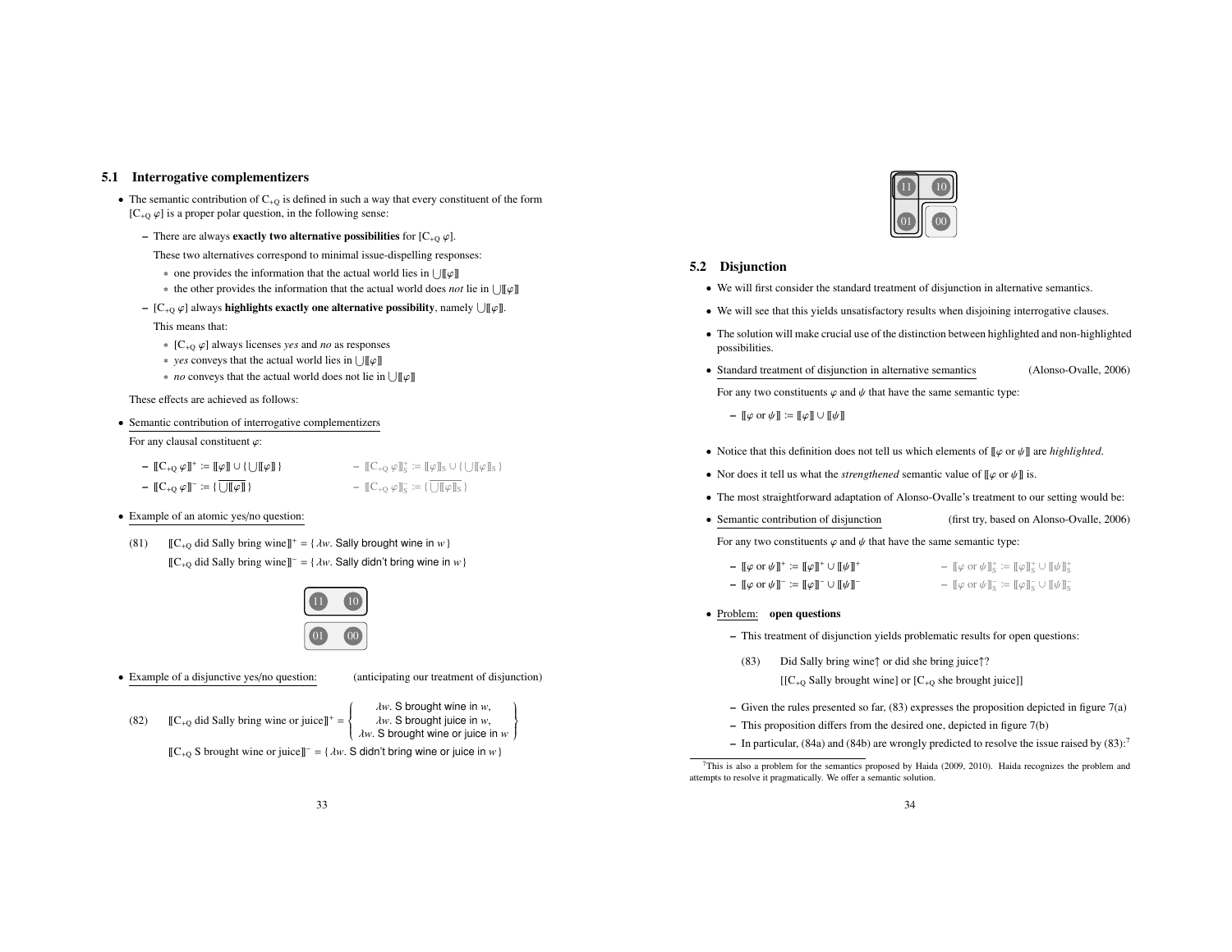## 5.1 Interrogative complementizers

- The semantic contribution of $C_{+Q}$ is defined in such a way that every constituent of the form $[C_{+Q}\ \varphi]$ is a proper polar question, in the following sense:
  - There are always **exactly two alternative possibilities** for $[C_{+Q}\ \varphi]$.

    These two alternatives correspond to minimal issue-dispelling responses:

    * one provides the information that the actual world lies in $\bigcup[\![\varphi]\!]$
    * the other provides the information that the actual world does *not* lie in $\bigcup[\![\varphi]\!]$
  - $[C_{+Q}\ \varphi]$ always **highlights exactly one alternative possibility**, namely $\bigcup[\![\varphi]\!]$.

    This means that:

    * $[C_{+Q}\ \varphi]$ always licenses *yes* and *no* as responses
    * *yes* conveys that the actual world lies in $\bigcup[\![\varphi]\!]$
    * *no* conveys that the actual world does not lie in $\bigcup[\![\varphi]\!]$

  These effects are achieved as follows:

- Semantic contribution of interrogative complementizers

  For any clausal constituent $\varphi$:

  - $[\![C_{+Q}\ \varphi]\!]^+ := [\![\varphi]\!] \cup \{\bigcup[\![\varphi]\!]\}$ — $[\![C_{+Q}\ \varphi]\!]^+_S := [\![\varphi]\!]_S \cup \{\bigcup[\![\varphi]\!]_S\}$
  - $[\![C_{+Q}\ \varphi]\!]^- := \{\overline{\bigcup[\![\varphi]\!]}\}$ — $[\![C_{+Q}\ \varphi]\!]^-_S := \{\overline{\bigcup[\![\varphi]\!]_S}\}$

- Example of an atomic yes/no question:

(81) $[\![C_{+Q}$ did Sally bring wine$]\!]^+ = \{\lambda w.$ Sally brought wine in $w\}$

$[\![C_{+Q}$ did Sally bring wine$]\!]^- = \{\lambda w.$ Sally didn't bring wine in $w\}$

- Example of a disjunctive yes/no question: (anticipating our treatment of disjunction)

(82) $[\![C_{+Q}$ did Sally bring wine or juice$]\!]^+ = \left\{ \begin{array}{c} \lambda w.\text{ S brought wine in } w, \\ \lambda w.\text{ S brought juice in } w, \\ \lambda w.\text{ S brought wine or juice in } w \end{array} \right\}$

$[\![C_{+Q}$ S brought wine or juice$]\!]^- = \{\lambda w.$ S didn't bring wine or juice in $w\}$

## 5.2 Disjunction

- We will first consider the standard treatment of disjunction in alternative semantics.
- We will see that this yields unsatisfactory results when disjoining interrogative clauses.
- The solution will make crucial use of the distinction between highlighted and non-highlighted possibilities.
- Standard treatment of disjunction in alternative semantics (Alonso-Ovalle, 2006)

  For any two constituents $\varphi$ and $\psi$ that have the same semantic type:

  - $[\![\varphi \text{ or } \psi]\!] := [\![\varphi]\!] \cup [\![\psi]\!]$
- Notice that this definition does not tell us which elements of $[\![\varphi \text{ or } \psi]\!]$ are *highlighted*.
- Nor does it tell us what the *strengthened* semantic value of $[\![\varphi \text{ or } \psi]\!]$ is.
- The most straightforward adaptation of Alonso-Ovalle's treatment to our setting would be:
- Semantic contribution of disjunction (first try, based on Alonso-Ovalle, 2006)

  For any two constituents $\varphi$ and $\psi$ that have the same semantic type:

  - $[\![\varphi \text{ or } \psi]\!]^+ := [\![\varphi]\!]^+ \cup [\![\psi]\!]^+$ — $[\![\varphi \text{ or } \psi]\!]^+_S := [\![\varphi]\!]^+_S \cup [\![\psi]\!]^+_S$
  - $[\![\varphi \text{ or } \psi]\!]^- := [\![\varphi]\!]^- \cup [\![\psi]\!]^-$ — $[\![\varphi \text{ or } \psi]\!]^-_S := [\![\varphi]\!]^-_S \cup [\![\psi]\!]^-_S$
- Problem: **open questions**
  - This treatment of disjunction yields problematic results for open questions:

    (83) Did Sally bring wine↑ or did she bring juice↑?

    $[[C_{+Q}$ Sally brought wine$]$ or $[C_{+Q}$ she brought juice$]]$
  - Given the rules presented so far, (83) expresses the proposition depicted in figure 7(a)
  - This proposition differs from the desired one, depicted in figure 7(b)
  - In particular, (84a) and (84b) are wrongly predicted to resolve the issue raised by (83):[7]

[7] This is also a problem for the semantics proposed by Haida (2009, 2010). Haida recognizes the problem and attempts to resolve it pragmatically. We offer a semantic solution.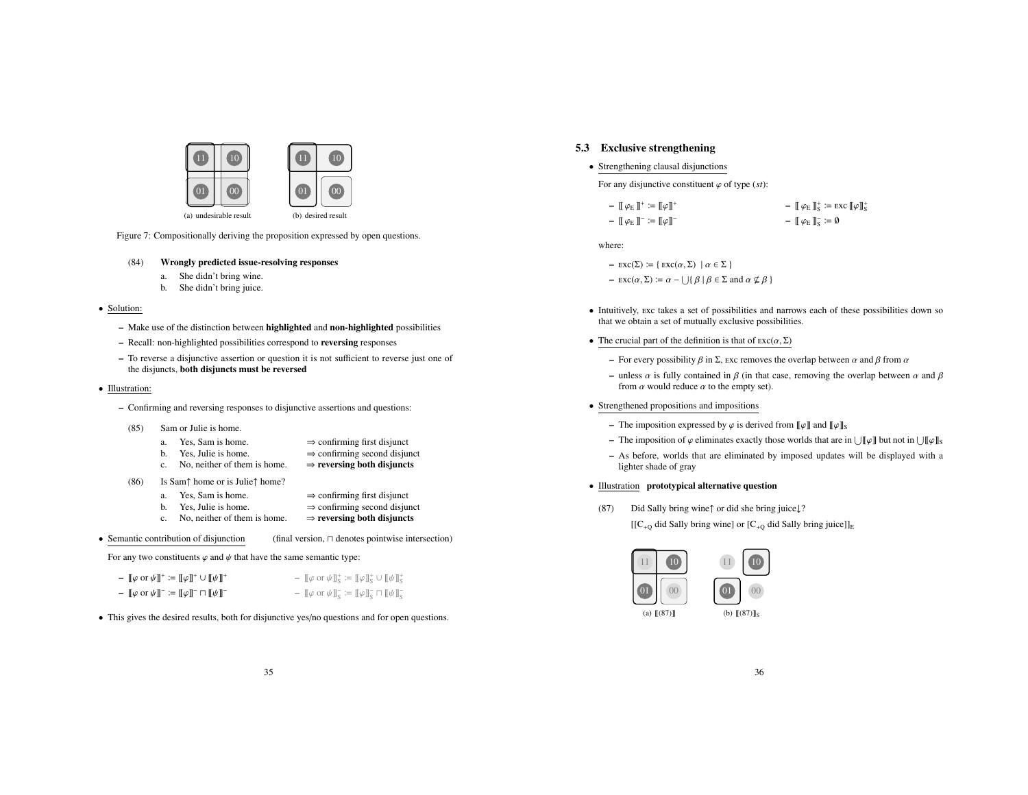(a) undesirable result (b) desired result

Figure 7: Compositionally deriving the proposition expressed by open questions.

(84) **Wrongly predicted issue-resolving responses**

a. She didn't bring wine.
b. She didn't bring juice.

- Solution:
  - Make use of the distinction between **highlighted** and **non-highlighted** possibilities
  - Recall: non-highlighted possibilities correspond to **reversing** responses
  - To reverse a disjunctive assertion or question it is not sufficient to reverse just one of the disjuncts, **both disjuncts must be reversed**

- Illustration:
  - Confirming and reversing responses to disjunctive assertions and questions:

(85) Sam or Julie is home.

a. Yes, Sam is home. ⇒ confirming first disjunct
b. Yes, Julie is home. ⇒ confirming second disjunct
c. No, neither of them is home. ⇒ **reversing both disjuncts**

(86) Is Sam↑ home or is Julie↑ home?

a. Yes, Sam is home. ⇒ confirming first disjunct
b. Yes, Julie is home. ⇒ confirming second disjunct
c. No, neither of them is home. ⇒ **reversing both disjuncts**

- Semantic contribution of disjunction (final version, $\sqcap$ denotes pointwise intersection)

For any two constituents $\varphi$ and $\psi$ that have the same semantic type:

- $[\![\varphi \text{ or } \psi]\!]^+ := [\![\varphi]\!]^+ \cup [\![\psi]\!]^+$
- $[\![\varphi \text{ or } \psi]\!]^- := [\![\varphi]\!]^- \sqcap [\![\psi]\!]^-$
- $[\![\varphi \text{ or } \psi]\!]^+_S := [\![\varphi]\!]^+_S \cup [\![\psi]\!]^+_S$
- $[\![\varphi \text{ or } \psi]\!]^-_S := [\![\varphi]\!]^-_S \sqcap [\![\psi]\!]^-_S$

- This gives the desired results, both for disjunctive yes/no questions and for open questions.

### 5.3 Exclusive strengthening

- Strengthening clausal disjunctions

For any disjunctive constituent $\varphi$ of type $(st)$:

- $[\![\varphi_E]\!]^+ := [\![\varphi]\!]^+$
- $[\![\varphi_E]\!]^- := [\![\varphi]\!]^-$
- $[\![\varphi_E]\!]^+_S := \text{EXC}\,[\![\varphi]\!]^+_S$
- $[\![\varphi_E]\!]^-_S := \emptyset$

where:

- $\text{EXC}(\Sigma) := \{\, \text{EXC}(\alpha, \Sigma) \mid \alpha \in \Sigma \,\}$
- $\text{EXC}(\alpha, \Sigma) := \alpha - \bigcup\{\, \beta \mid \beta \in \Sigma \text{ and } \alpha \not\subseteq \beta \,\}$

- Intuitively, EXC takes a set of possibilities and narrows each of these possibilities down so that we obtain a set of mutually exclusive possibilities.

- The crucial part of the definition is that of $\text{EXC}(\alpha, \Sigma)$
  - For every possibility $\beta$ in $\Sigma$, EXC removes the overlap between $\alpha$ and $\beta$ from $\alpha$
  - unless $\alpha$ is fully contained in $\beta$ (in that case, removing the overlap between $\alpha$ and $\beta$ from $\alpha$ would reduce $\alpha$ to the empty set).

- Strengthened propositions and impositions
  - The imposition expressed by $\varphi$ is derived from $[\![\varphi]\!]$ and $[\![\varphi]\!]_S$
  - The imposition of $\varphi$ eliminates exactly those worlds that are in $\bigcup[\![\varphi]\!]$ but not in $\bigcup[\![\varphi]\!]_S$
  - As before, worlds that are eliminated by imposed updates will be displayed with a lighter shade of gray

- Illustration **prototypical alternative question**

(87) Did Sally bring wine↑ or did she bring juice↓?

[[$C_{+Q}$ did Sally bring wine] or [$C_{+Q}$ did Sally bring juice]]$_E$

(a) $[\![(87)]\!]$ (b) $[\![(87)]\!]_S$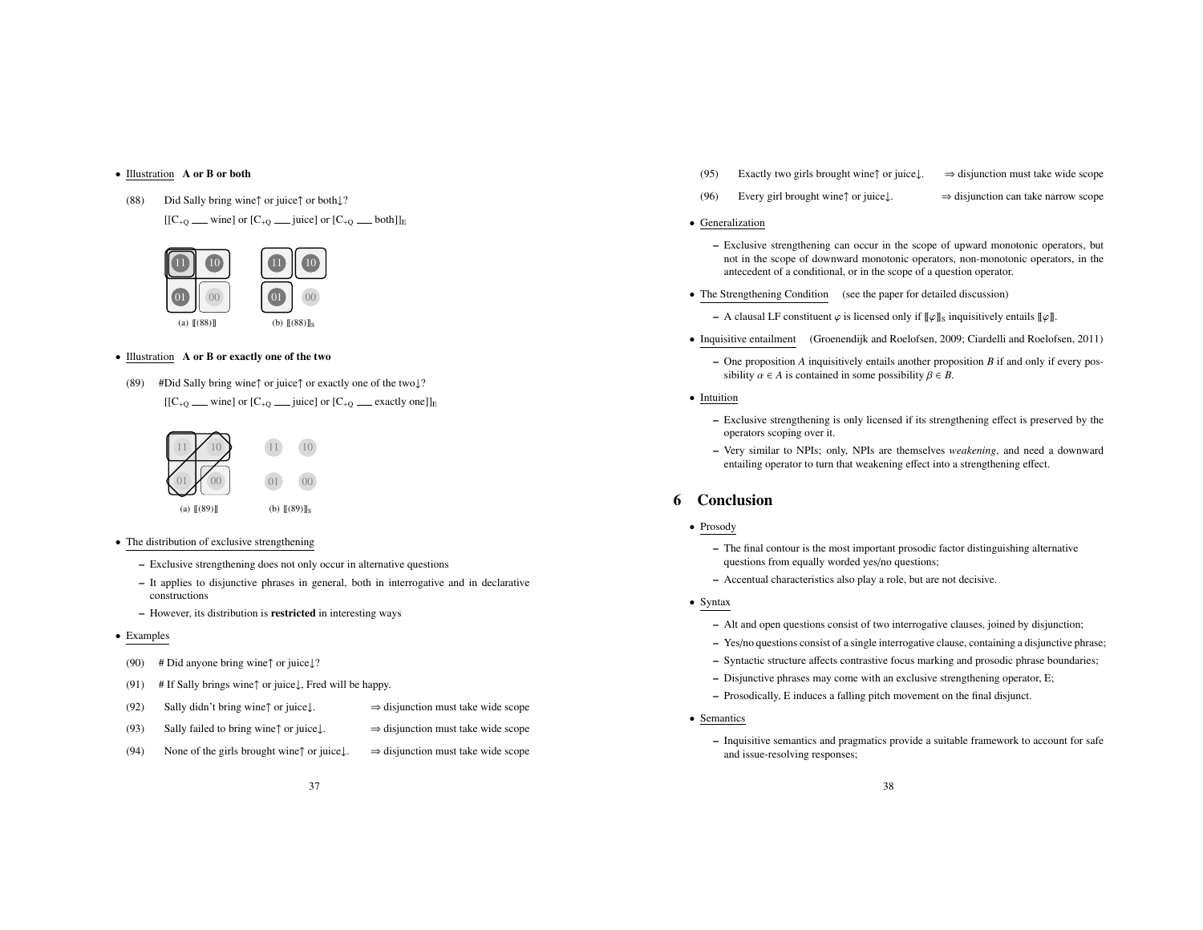- Illustration **A or B or both**

(88) Did Sally bring wine↑ or juice↑ or both↓?

$[[C_{+Q}$ ___ wine] or $[C_{+Q}$ ___ juice] or $[C_{+Q}$ ___ both]$]_E$

(a) ⟦(88)⟧ (b) $⟦(88)⟧_S$

- Illustration **A or B or exactly one of the two**

(89) #Did Sally bring wine↑ or juice↑ or exactly one of the two↓?

$[[C_{+Q}$ ___ wine] or $[C_{+Q}$ ___ juice] or $[C_{+Q}$ ___ exactly one]$]_E$

(a) ⟦(89)⟧ (b) $⟦(89)⟧_S$

- The distribution of exclusive strengthening
  - Exclusive strengthening does not only occur in alternative questions
  - It applies to disjunctive phrases in general, both in interrogative and in declarative constructions
  - However, its distribution is **restricted** in interesting ways

- Examples

(90) # Did anyone bring wine↑ or juice↓?

(91) # If Sally brings wine↑ or juice↓, Fred will be happy.

(92) Sally didn't bring wine↑ or juice↓. ⇒ disjunction must take wide scope

(93) Sally failed to bring wine↑ or juice↓. ⇒ disjunction must take wide scope

(94) None of the girls brought wine↑ or juice↓. ⇒ disjunction must take wide scope

(95) Exactly two girls brought wine↑ or juice↓. ⇒ disjunction must take wide scope

(96) Every girl brought wine↑ or juice↓. ⇒ disjunction can take narrow scope

- Generalization
  - Exclusive strengthening can occur in the scope of upward monotonic operators, but not in the scope of downward monotonic operators, non-monotonic operators, in the antecedent of a conditional, or in the scope of a question operator.

- The Strengthening Condition (see the paper for detailed discussion)
  - A clausal LF constituent $\varphi$ is licensed only if $⟦\varphi⟧_S$ inquisitively entails $⟦\varphi⟧$.

- Inquisitive entailment (Groenendijk and Roelofsen, 2009; Ciardelli and Roelofsen, 2011)
  - One proposition $A$ inquisitively entails another proposition $B$ if and only if every possibility $\alpha \in A$ is contained in some possibility $\beta \in B$.

- Intuition
  - Exclusive strengthening is only licensed if its strengthening effect is preserved by the operators scoping over it.
  - Very similar to NPIs; only, NPIs are themselves *weakening*, and need a downward entailing operator to turn that weakening effect into a strengthening effect.

## 6 Conclusion

- Prosody
  - The final contour is the most important prosodic factor distinguishing alternative questions from equally worded yes/no questions;
  - Accentual characteristics also play a role, but are not decisive.

- Syntax
  - Alt and open questions consist of two interrogative clauses, joined by disjunction;
  - Yes/no questions consist of a single interrogative clause, containing a disjunctive phrase;
  - Syntactic structure affects contrastive focus marking and prosodic phrase boundaries;
  - Disjunctive phrases may come with an exclusive strengthening operator, E;
  - Prosodically, E induces a falling pitch movement on the final disjunct.

- Semantics
  - Inquisitive semantics and pragmatics provide a suitable framework to account for safe and issue-resolving responses;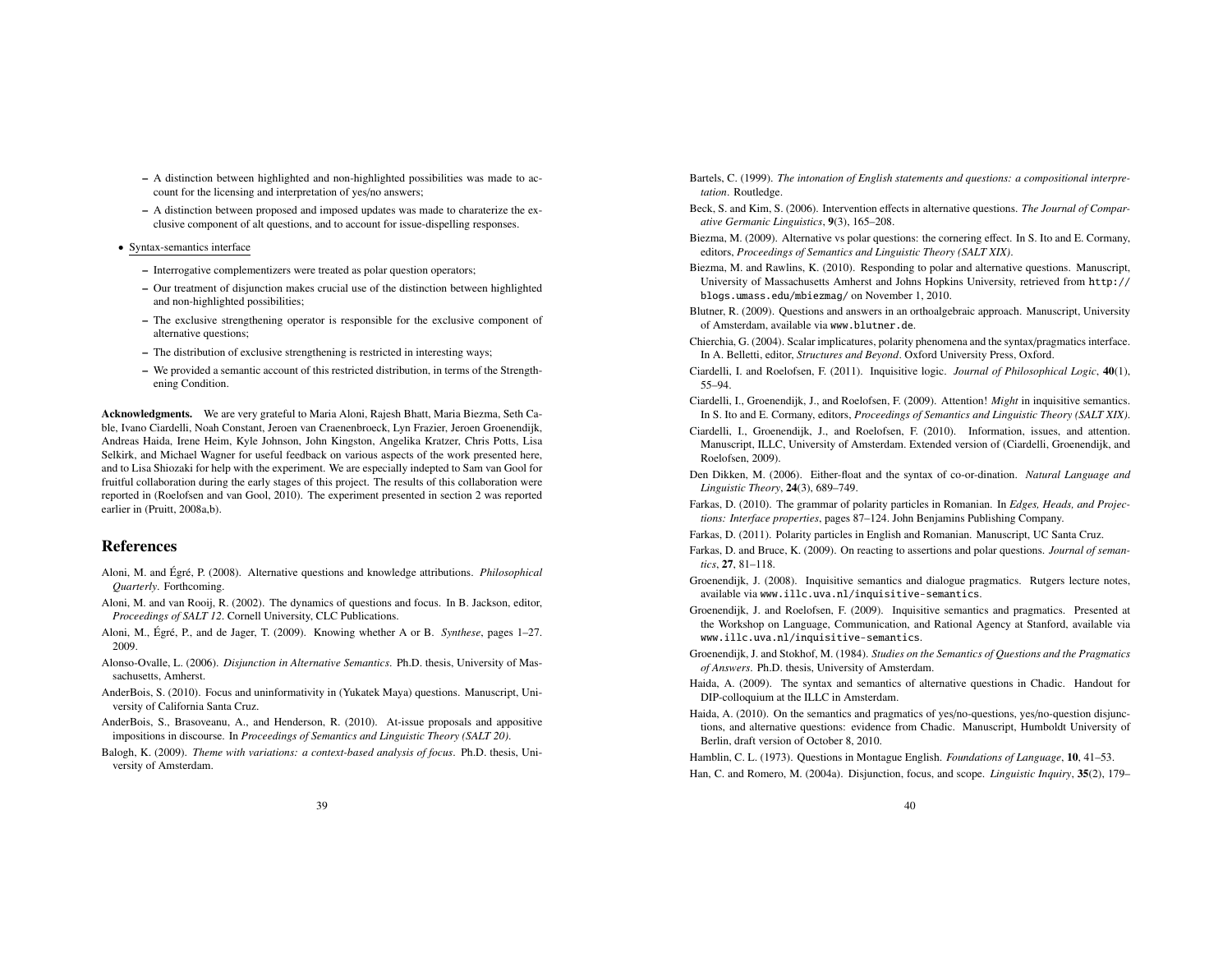- A distinction between highlighted and non-highlighted possibilities was made to account for the licensing and interpretation of yes/no answers;
  - A distinction between proposed and imposed updates was made to charaterize the exclusive component of alt questions, and to account for issue-dispelling responses.

- Syntax-semantics interface
  - Interrogative complementizers were treated as polar question operators;
  - Our treatment of disjunction makes crucial use of the distinction between highlighted and non-highlighted possibilities;
  - The exclusive strengthening operator is responsible for the exclusive component of alternative questions;
  - The distribution of exclusive strengthening is restricted in interesting ways;
  - We provided a semantic account of this restricted distribution, in terms of the Strengthening Condition.

**Acknowledgments.** We are very grateful to Maria Aloni, Rajesh Bhatt, Maria Biezma, Seth Cable, Ivano Ciardelli, Noah Constant, Jeroen van Craenenbroeck, Lyn Frazier, Jeroen Groenendijk, Andreas Haida, Irene Heim, Kyle Johnson, John Kingston, Angelika Kratzer, Chris Potts, Lisa Selkirk, and Michael Wagner for useful feedback on various aspects of the work presented here, and to Lisa Shiozaki for help with the experiment. We are especially indepted to Sam van Gool for fruitful collaboration during the early stages of this project. The results of this collaboration were reported in (Roelofsen and van Gool, 2010). The experiment presented in section 2 was reported earlier in (Pruitt, 2008a,b).

## References

Aloni, M. and Égré, P. (2008). Alternative questions and knowledge attributions. *Philosophical Quarterly*. Forthcoming.

Aloni, M. and van Rooij, R. (2002). The dynamics of questions and focus. In B. Jackson, editor, *Proceedings of SALT 12*. Cornell University, CLC Publications.

Aloni, M., Égré, P., and de Jager, T. (2009). Knowing whether A or B. *Synthese*, pages 1–27. 2009.

Alonso-Ovalle, L. (2006). *Disjunction in Alternative Semantics*. Ph.D. thesis, University of Massachusetts, Amherst.

AnderBois, S. (2010). Focus and uninformativity in (Yukatek Maya) questions. Manuscript, University of California Santa Cruz.

AnderBois, S., Brasoveanu, A., and Henderson, R. (2010). At-issue proposals and appositive impositions in discourse. In *Proceedings of Semantics and Linguistic Theory (SALT 20)*.

Balogh, K. (2009). *Theme with variations: a context-based analysis of focus*. Ph.D. thesis, University of Amsterdam.

Bartels, C. (1999). *The intonation of English statements and questions: a compositional interpretation*. Routledge.

Beck, S. and Kim, S. (2006). Intervention effects in alternative questions. *The Journal of Comparative Germanic Linguistics*, **9**(3), 165–208.

Biezma, M. (2009). Alternative vs polar questions: the cornering effect. In S. Ito and E. Cormany, editors, *Proceedings of Semantics and Linguistic Theory (SALT XIX)*.

Biezma, M. and Rawlins, K. (2010). Responding to polar and alternative questions. Manuscript, University of Massachusetts Amherst and Johns Hopkins University, retrieved from http://blogs.umass.edu/mbiezmag/ on November 1, 2010.

Blutner, R. (2009). Questions and answers in an orthoalgebraic approach. Manuscript, University of Amsterdam, available via www.blutner.de.

Chierchia, G. (2004). Scalar implicatures, polarity phenomena and the syntax/pragmatics interface. In A. Belletti, editor, *Structures and Beyond*. Oxford University Press, Oxford.

Ciardelli, I. and Roelofsen, F. (2011). Inquisitive logic. *Journal of Philosophical Logic*, **40**(1), 55–94.

Ciardelli, I., Groenendijk, J., and Roelofsen, F. (2009). Attention! *Might* in inquisitive semantics. In S. Ito and E. Cormany, editors, *Proceedings of Semantics and Linguistic Theory (SALT XIX)*.

Ciardelli, I., Groenendijk, J., and Roelofsen, F. (2010). Information, issues, and attention. Manuscript, ILLC, University of Amsterdam. Extended version of (Ciardelli, Groenendijk, and Roelofsen, 2009).

Den Dikken, M. (2006). Either-float and the syntax of co-or-dination. *Natural Language and Linguistic Theory*, **24**(3), 689–749.

Farkas, D. (2010). The grammar of polarity particles in Romanian. In *Edges, Heads, and Projections: Interface properties*, pages 87–124. John Benjamins Publishing Company.

Farkas, D. (2011). Polarity particles in English and Romanian. Manuscript, UC Santa Cruz.

Farkas, D. and Bruce, K. (2009). On reacting to assertions and polar questions. *Journal of semantics*, **27**, 81–118.

Groenendijk, J. (2008). Inquisitive semantics and dialogue pragmatics. Rutgers lecture notes, available via www.illc.uva.nl/inquisitive-semantics.

Groenendijk, J. and Roelofsen, F. (2009). Inquisitive semantics and pragmatics. Presented at the Workshop on Language, Communication, and Rational Agency at Stanford, available via www.illc.uva.nl/inquisitive-semantics.

Groenendijk, J. and Stokhof, M. (1984). *Studies on the Semantics of Questions and the Pragmatics of Answers*. Ph.D. thesis, University of Amsterdam.

Haida, A. (2009). The syntax and semantics of alternative questions in Chadic. Handout for DIP-colloquium at the ILLC in Amsterdam.

Haida, A. (2010). On the semantics and pragmatics of yes/no-questions, yes/no-question disjunctions, and alternative questions: evidence from Chadic. Manuscript, Humboldt University of Berlin, draft version of October 8, 2010.

Hamblin, C. L. (1973). Questions in Montague English. *Foundations of Language*, **10**, 41–53.

Han, C. and Romero, M. (2004a). Disjunction, focus, and scope. *Linguistic Inquiry*, **35**(2), 179–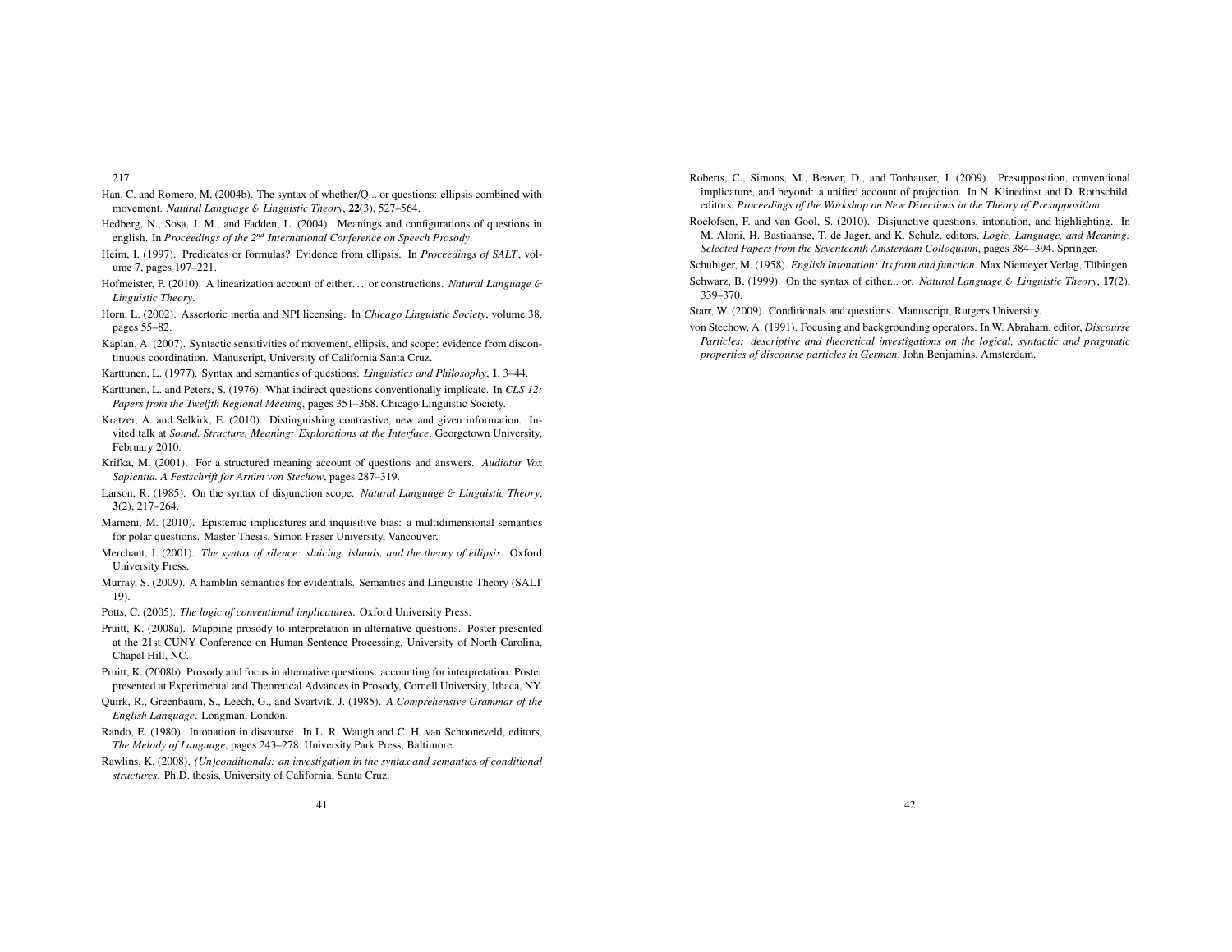217.

Han, C. and Romero, M. (2004b). The syntax of whether/Q... or questions: ellipsis combined with movement. *Natural Language & Linguistic Theory*, **22**(3), 527–564.

Hedberg, N., Sosa, J. M., and Fadden, L. (2004). Meanings and configurations of questions in english. In *Proceedings of the 2nd International Conference on Speech Prosody*.

Heim, I. (1997). Predicates or formulas? Evidence from ellipsis. In *Proceedings of SALT*, volume 7, pages 197–221.

Hofmeister, P. (2010). A linearization account of either. . . or constructions. *Natural Language & Linguistic Theory*.

Horn, L. (2002). Assertoric inertia and NPI licensing. In *Chicago Linguistic Society*, volume 38, pages 55–82.

Kaplan, A. (2007). Syntactic sensitivities of movement, ellipsis, and scope: evidence from discontinuous coordination. Manuscript, University of California Santa Cruz.

Karttunen, L. (1977). Syntax and semantics of questions. *Linguistics and Philosophy*, **1**, 3–44.

Karttunen, L. and Peters, S. (1976). What indirect questions conventionally implicate. In *CLS 12: Papers from the Twelfth Regional Meeting*, pages 351–368. Chicago Linguistic Society.

Kratzer, A. and Selkirk, E. (2010). Distinguishing contrastive, new and given information. Invited talk at *Sound, Structure, Meaning: Explorations at the Interface*, Georgetown University, February 2010.

Krifka, M. (2001). For a structured meaning account of questions and answers. *Audiatur Vox Sapientia. A Festschrift for Arnim von Stechow*, pages 287–319.

Larson, R. (1985). On the syntax of disjunction scope. *Natural Language & Linguistic Theory*, **3**(2), 217–264.

Mameni, M. (2010). Epistemic implicatures and inquisitive bias: a multidimensional semantics for polar questions. Master Thesis, Simon Fraser University, Vancouver.

Merchant, J. (2001). *The syntax of silence: sluicing, islands, and the theory of ellipsis*. Oxford University Press.

Murray, S. (2009). A hamblin semantics for evidentials. Semantics and Linguistic Theory (SALT 19).

Potts, C. (2005). *The logic of conventional implicatures*. Oxford University Press.

Pruitt, K. (2008a). Mapping prosody to interpretation in alternative questions. Poster presented at the 21st CUNY Conference on Human Sentence Processing, University of North Carolina, Chapel Hill, NC.

Pruitt, K. (2008b). Prosody and focus in alternative questions: accounting for interpretation. Poster presented at Experimental and Theoretical Advances in Prosody, Cornell University, Ithaca, NY.

Quirk, R., Greenbaum, S., Leech, G., and Svartvik, J. (1985). *A Comprehensive Grammar of the English Language*. Longman, London.

Rando, E. (1980). Intonation in discourse. In L. R. Waugh and C. H. van Schooneveld, editors, *The Melody of Language*, pages 243–278. University Park Press, Baltimore.

Rawlins, K. (2008). *(Un)conditionals: an investigation in the syntax and semantics of conditional structures*. Ph.D. thesis, University of California, Santa Cruz.

Roberts, C., Simons, M., Beaver, D., and Tonhauser, J. (2009). Presupposition, conventional implicature, and beyond: a unified account of projection. In N. Klinedinst and D. Rothschild, editors, *Proceedings of the Workshop on New Directions in the Theory of Presupposition*.

Roelofsen, F. and van Gool, S. (2010). Disjunctive questions, intonation, and highlighting. In M. Aloni, H. Bastiaanse, T. de Jager, and K. Schulz, editors, *Logic, Language, and Meaning: Selected Papers from the Seventeenth Amsterdam Colloquium*, pages 384–394. Springer.

Schubiger, M. (1958). *English Intonation: Its form and function*. Max Niemeyer Verlag, Tübingen.

Schwarz, B. (1999). On the syntax of either... or. *Natural Language & Linguistic Theory*, **17**(2), 339–370.

Starr, W. (2009). Conditionals and questions. Manuscript, Rutgers University.

von Stechow, A. (1991). Focusing and backgrounding operators. In W. Abraham, editor, *Discourse Particles: descriptive and theoretical investigations on the logical, syntactic and pragmatic properties of discourse particles in German*. John Benjamins, Amsterdam.